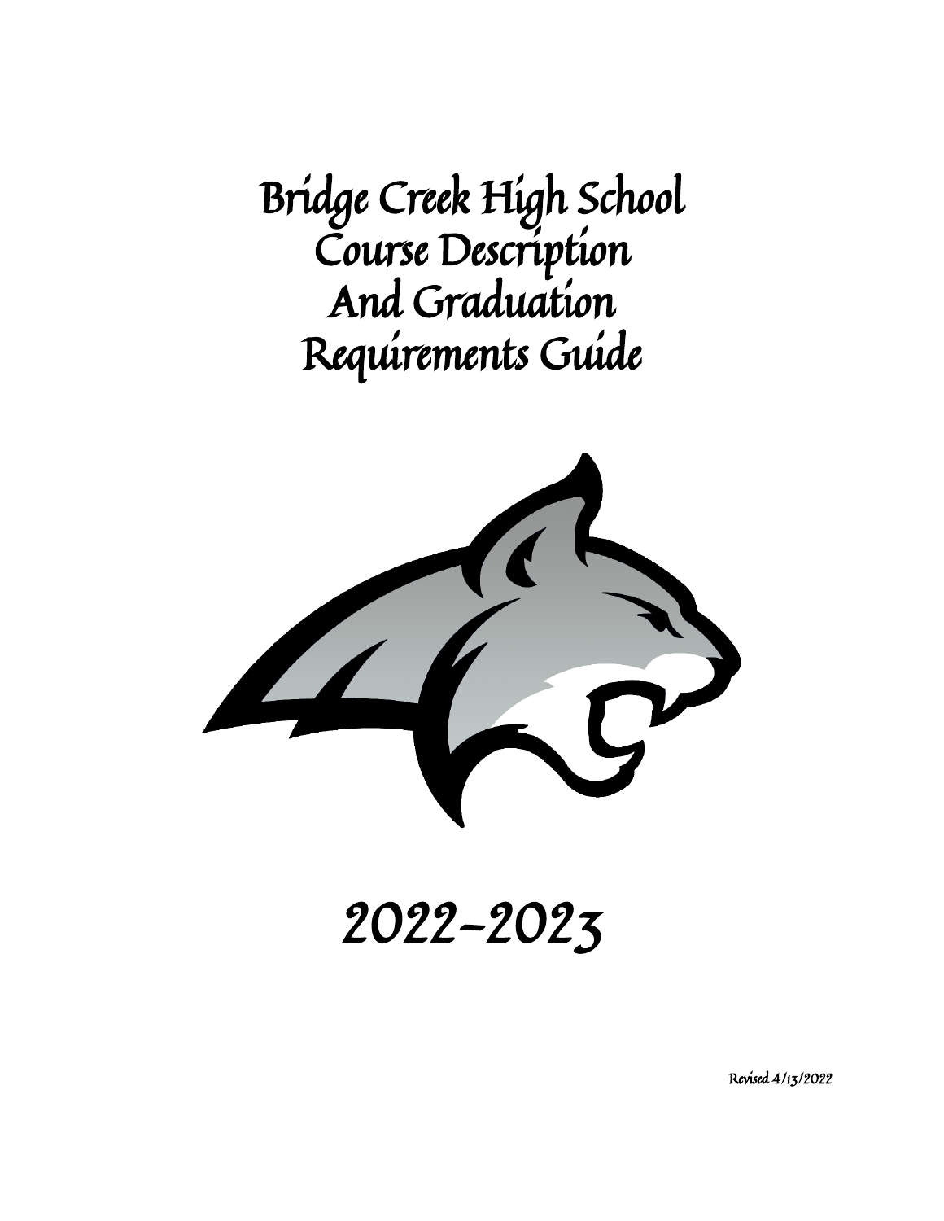# Bridge Creek High School Course Description And Graduation Requirements Guide

## 2022-2023

*Revised 4/13/2022*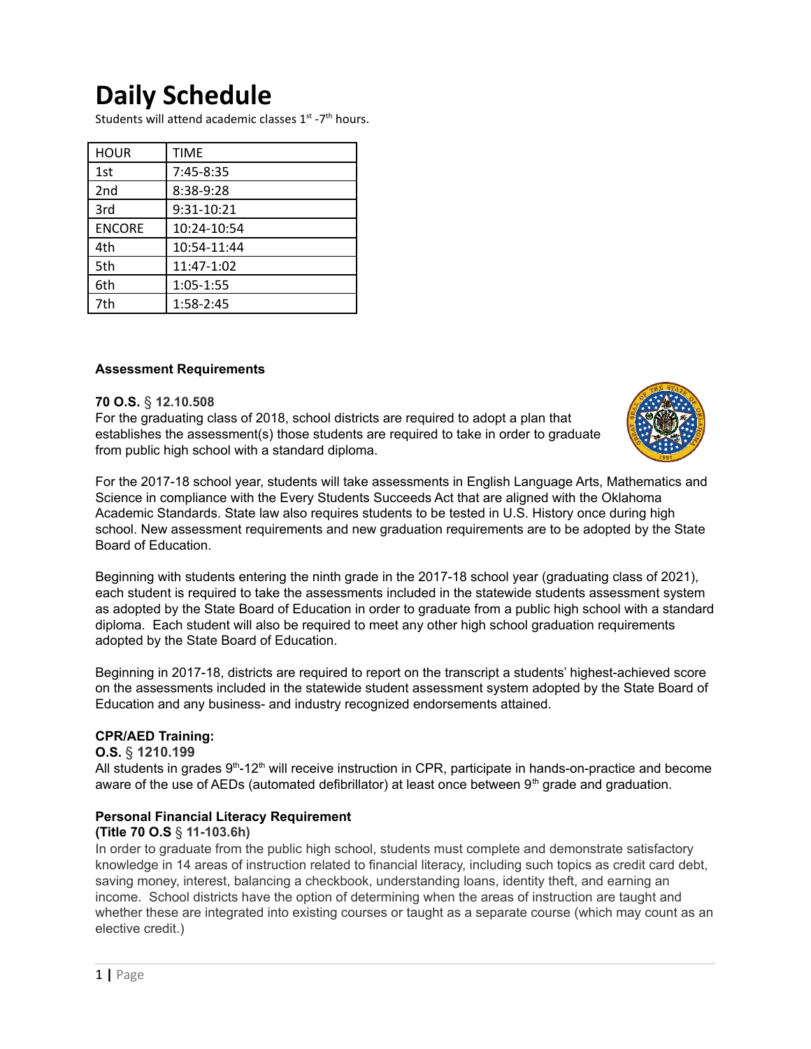# Daily Schedule

Students will attend academic classes 1st -7th hours.

| HOUR | TIME |
|---|---|
| 1st | 7:45-8:35 |
| 2nd | 8:38-9:28 |
| 3rd | 9:31-10:21 |
| ENCORE | 10:24-10:54 |
| 4th | 10:54-11:44 |
| 5th | 11:47-1:02 |
| 6th | 1:05-1:55 |
| 7th | 1:58-2:45 |

**Assessment Requirements**

**70 O.S. § 12.10.508**

For the graduating class of 2018, school districts are required to adopt a plan that establishes the assessment(s) those students are required to take in order to graduate from public high school with a standard diploma.

For the 2017-18 school year, students will take assessments in English Language Arts, Mathematics and Science in compliance with the Every Students Succeeds Act that are aligned with the Oklahoma Academic Standards. State law also requires students to be tested in U.S. History once during high school. New assessment requirements and new graduation requirements are to be adopted by the State Board of Education.

Beginning with students entering the ninth grade in the 2017-18 school year (graduating class of 2021), each student is required to take the assessments included in the statewide students assessment system as adopted by the State Board of Education in order to graduate from a public high school with a standard diploma. Each student will also be required to meet any other high school graduation requirements adopted by the State Board of Education.

Beginning in 2017-18, districts are required to report on the transcript a students' highest-achieved score on the assessments included in the statewide student assessment system adopted by the State Board of Education and any business- and industry recognized endorsements attained.

**CPR/AED Training:**

**O.S. § 1210.199**

All students in grades 9th-12th will receive instruction in CPR, participate in hands-on-practice and become aware of the use of AEDs (automated defibrillator) at least once between 9th grade and graduation.

**Personal Financial Literacy Requirement**

**(Title 70 O.S § 11-103.6h)**

In order to graduate from the public high school, students must complete and demonstrate satisfactory knowledge in 14 areas of instruction related to financial literacy, including such topics as credit card debt, saving money, interest, balancing a checkbook, understanding loans, identity theft, and earning an income. School districts have the option of determining when the areas of instruction are taught and whether these are integrated into existing courses or taught as a separate course (which may count as an elective credit.)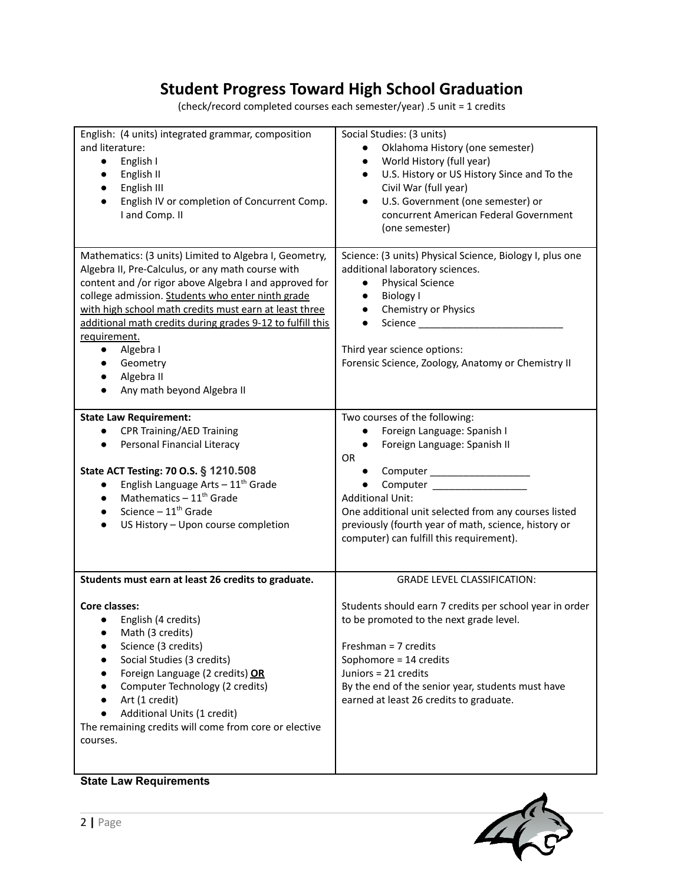# Student Progress Toward High School Graduation

(check/record completed courses each semester/year) .5 unit = 1 credits

English: (4 units) integrated grammar, composition and literature:

- English I
- English II
- English III
- English IV or completion of Concurrent Comp. I and Comp. II

Social Studies: (3 units)

- Oklahoma History (one semester)
- World History (full year)
- U.S. History or US History Since and To the Civil War (full year)
- U.S. Government (one semester) or concurrent American Federal Government (one semester)

Mathematics: (3 units) Limited to Algebra I, Geometry, Algebra II, Pre-Calculus, or any math course with content and /or rigor above Algebra I and approved for college admission. Students who enter ninth grade with high school math credits must earn at least three additional math credits during grades 9-12 to fulfill this requirement.

- Algebra I
- Geometry
- Algebra II
- Any math beyond Algebra II

Science: (3 units) Physical Science, Biology I, plus one additional laboratory sciences.

- Physical Science
- Biology I
- Chemistry or Physics
- Science ___________________________

Third year science options:
Forensic Science, Zoology, Anatomy or Chemistry II

**State Law Requirement:**

- CPR Training/AED Training
- Personal Financial Literacy

**State ACT Testing: 70 O.S. § 1210.508**

- English Language Arts – 11th Grade
- Mathematics – 11th Grade
- Science – 11th Grade
- US History – Upon course completion

Two courses of the following:

- Foreign Language: Spanish I
- Foreign Language: Spanish II

OR

- Computer __________________
- Computer _________________

Additional Unit:
One additional unit selected from any courses listed previously (fourth year of math, science, history or computer) can fulfill this requirement).

**Students must earn at least 26 credits to graduate.**

**Core classes:**

- English (4 credits)
- Math (3 credits)
- Science (3 credits)
- Social Studies (3 credits)
- Foreign Language (2 credits) **OR**
- Computer Technology (2 credits)
- Art (1 credit)
- Additional Units (1 credit)

The remaining credits will come from core or elective courses.

GRADE LEVEL CLASSIFICATION:

Students should earn 7 credits per school year in order to be promoted to the next grade level.

Freshman = 7 credits
Sophomore = 14 credits
Juniors = 21 credits
By the end of the senior year, students must have earned at least 26 credits to graduate.

**State Law Requirements**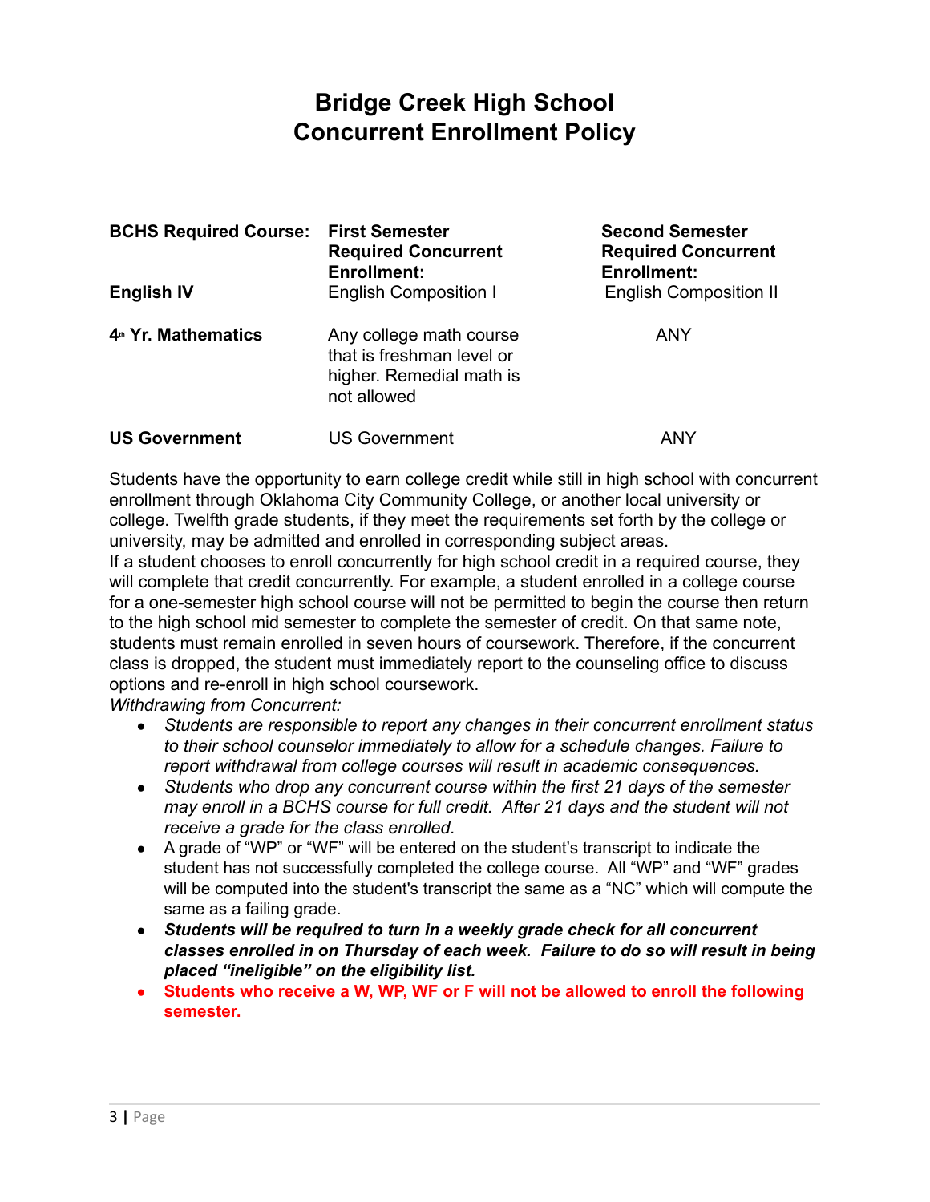# Bridge Creek High School
# Concurrent Enrollment Policy

| BCHS Required Course: | First Semester Required Concurrent Enrollment: | Second Semester Required Concurrent Enrollment: |
|---|---|---|
| **English IV** | English Composition I | English Composition II |
| **4th Yr. Mathematics** | Any college math course that is freshman level or higher. Remedial math is not allowed | ANY |
| **US Government** | US Government | ANY |

Students have the opportunity to earn college credit while still in high school with concurrent enrollment through Oklahoma City Community College, or another local university or college. Twelfth grade students, if they meet the requirements set forth by the college or university, may be admitted and enrolled in corresponding subject areas.

If a student chooses to enroll concurrently for high school credit in a required course, they will complete that credit concurrently. For example, a student enrolled in a college course for a one-semester high school course will not be permitted to begin the course then return to the high school mid semester to complete the semester of credit. On that same note, students must remain enrolled in seven hours of coursework. Therefore, if the concurrent class is dropped, the student must immediately report to the counseling office to discuss options and re-enroll in high school coursework.

*Withdrawing from Concurrent:*

- *Students are responsible to report any changes in their concurrent enrollment status to their school counselor immediately to allow for a schedule changes. Failure to report withdrawal from college courses will result in academic consequences.*
- *Students who drop any concurrent course within the first 21 days of the semester may enroll in a BCHS course for full credit. After 21 days and the student will not receive a grade for the class enrolled.*
- A grade of "WP" or "WF" will be entered on the student's transcript to indicate the student has not successfully completed the college course. All "WP" and "WF" grades will be computed into the student's transcript the same as a "NC" which will compute the same as a failing grade.
- ***Students will be required to turn in a weekly grade check for all concurrent classes enrolled in on Thursday of each week. Failure to do so will result in being placed "ineligible" on the eligibility list.***
- **Students who receive a W, WP, WF or F will not be allowed to enroll the following semester.**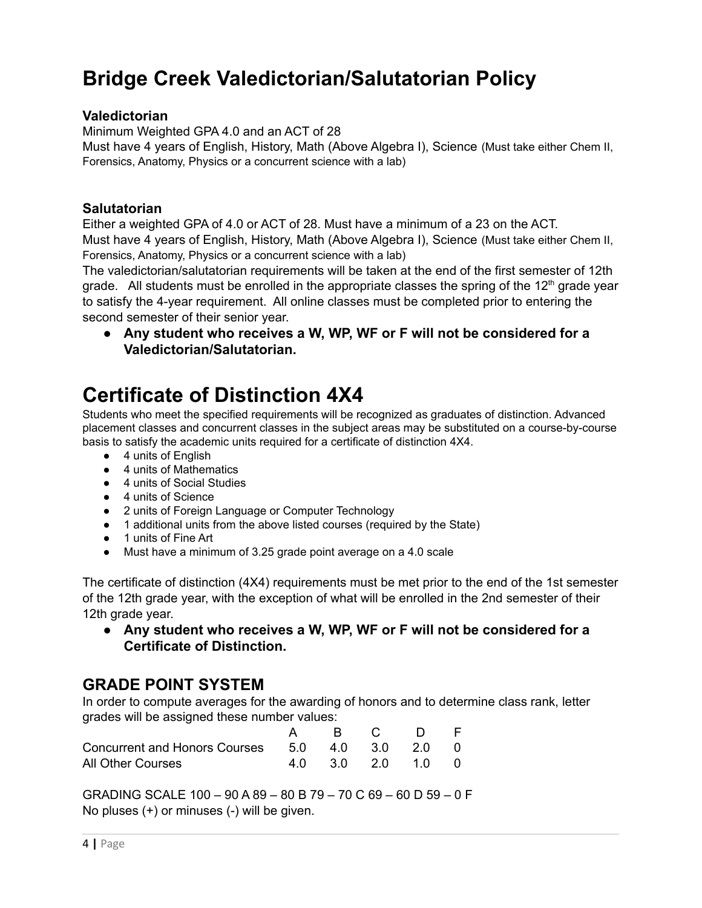# Bridge Creek Valedictorian/Salutatorian Policy

### Valedictorian

Minimum Weighted GPA 4.0 and an ACT of 28

Must have 4 years of English, History, Math (Above Algebra I), Science (Must take either Chem II, Forensics, Anatomy, Physics or a concurrent science with a lab)

### Salutatorian

Either a weighted GPA of 4.0 or ACT of 28. Must have a minimum of a 23 on the ACT.

Must have 4 years of English, History, Math (Above Algebra I), Science (Must take either Chem II, Forensics, Anatomy, Physics or a concurrent science with a lab)

The valedictorian/salutatorian requirements will be taken at the end of the first semester of 12th grade. All students must be enrolled in the appropriate classes the spring of the 12th grade year to satisfy the 4-year requirement. All online classes must be completed prior to entering the second semester of their senior year.

- **Any student who receives a W, WP, WF or F will not be considered for a Valedictorian/Salutatorian.**

# Certificate of Distinction 4X4

Students who meet the specified requirements will be recognized as graduates of distinction. Advanced placement classes and concurrent classes in the subject areas may be substituted on a course-by-course basis to satisfy the academic units required for a certificate of distinction 4X4.

- 4 units of English
- 4 units of Mathematics
- 4 units of Social Studies
- 4 units of Science
- 2 units of Foreign Language or Computer Technology
- 1 additional units from the above listed courses (required by the State)
- 1 units of Fine Art
- Must have a minimum of 3.25 grade point average on a 4.0 scale

The certificate of distinction (4X4) requirements must be met prior to the end of the 1st semester of the 12th grade year, with the exception of what will be enrolled in the 2nd semester of their 12th grade year.

- **Any student who receives a W, WP, WF or F will not be considered for a Certificate of Distinction.**

## GRADE POINT SYSTEM

In order to compute averages for the awarding of honors and to determine class rank, letter grades will be assigned these number values:

| | A | B | C | D | F |
|---|---|---|---|---|---|
| Concurrent and Honors Courses | 5.0 | 4.0 | 3.0 | 2.0 | 0 |
| All Other Courses | 4.0 | 3.0 | 2.0 | 1.0 | 0 |

GRADING SCALE 100 – 90 A 89 – 80 B 79 – 70 C 69 – 60 D 59 – 0 F

No pluses (+) or minuses (-) will be given.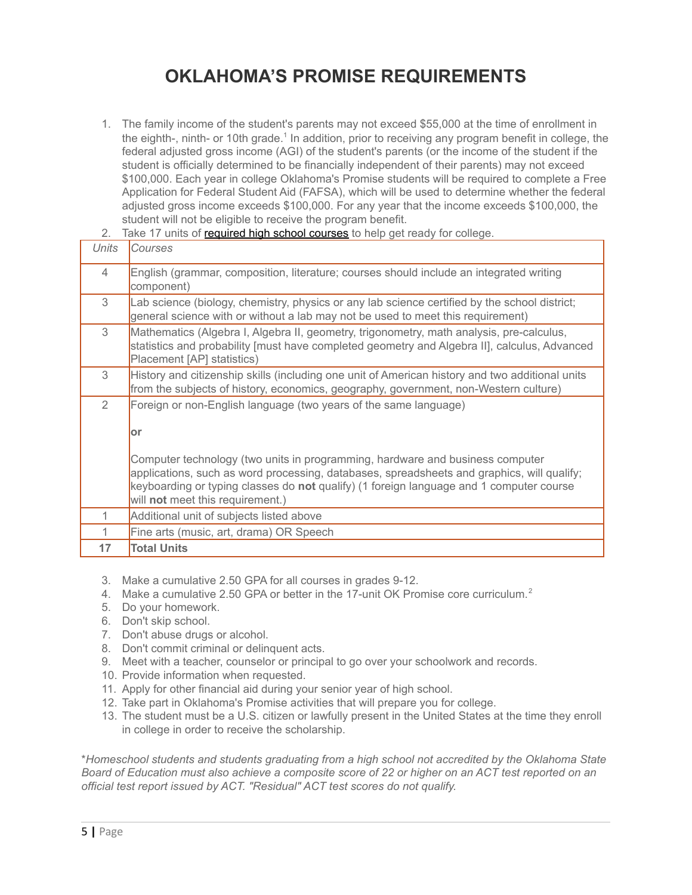# OKLAHOMA'S PROMISE REQUIREMENTS

1. The family income of the student's parents may not exceed $55,000 at the time of enrollment in the eighth-, ninth- or 10th grade.[1] In addition, prior to receiving any program benefit in college, the federal adjusted gross income (AGI) of the student's parents (or the income of the student if the student is officially determined to be financially independent of their parents) may not exceed $100,000. Each year in college Oklahoma's Promise students will be required to complete a Free Application for Federal Student Aid (FAFSA), which will be used to determine whether the federal adjusted gross income exceeds $100,000. For any year that the income exceeds $100,000, the student will not be eligible to receive the program benefit.
2. Take 17 units of required high school courses to help get ready for college.

| *Units* | *Courses* |
| --- | --- |
| 4 | English (grammar, composition, literature; courses should include an integrated writing component) |
| 3 | Lab science (biology, chemistry, physics or any lab science certified by the school district; general science with or without a lab may not be used to meet this requirement) |
| 3 | Mathematics (Algebra I, Algebra II, geometry, trigonometry, math analysis, pre-calculus, statistics and probability [must have completed geometry and Algebra II], calculus, Advanced Placement [AP] statistics) |
| 3 | History and citizenship skills (including one unit of American history and two additional units from the subjects of history, economics, geography, government, non-Western culture) |
| 2 | Foreign or non-English language (two years of the same language)<br><br>**or**<br><br>Computer technology (two units in programming, hardware and business computer applications, such as word processing, databases, spreadsheets and graphics, will qualify; keyboarding or typing classes do **not** qualify) (1 foreign language and 1 computer course will **not** meet this requirement.) |
| 1 | Additional unit of subjects listed above |
| 1 | Fine arts (music, art, drama) OR Speech |
| **17** | **Total Units** |

3. Make a cumulative 2.50 GPA for all courses in grades 9-12.
4. Make a cumulative 2.50 GPA or better in the 17-unit OK Promise core curriculum.[2]
5. Do your homework.
6. Don't skip school.
7. Don't abuse drugs or alcohol.
8. Don't commit criminal or delinquent acts.
9. Meet with a teacher, counselor or principal to go over your schoolwork and records.
10. Provide information when requested.
11. Apply for other financial aid during your senior year of high school.
12. Take part in Oklahoma's Promise activities that will prepare you for college.
13. The student must be a U.S. citizen or lawfully present in the United States at the time they enroll in college in order to receive the scholarship.

*\*Homeschool students and students graduating from a high school not accredited by the Oklahoma State Board of Education must also achieve a composite score of 22 or higher on an ACT test reported on an official test report issued by ACT. "Residual" ACT test scores do not qualify.*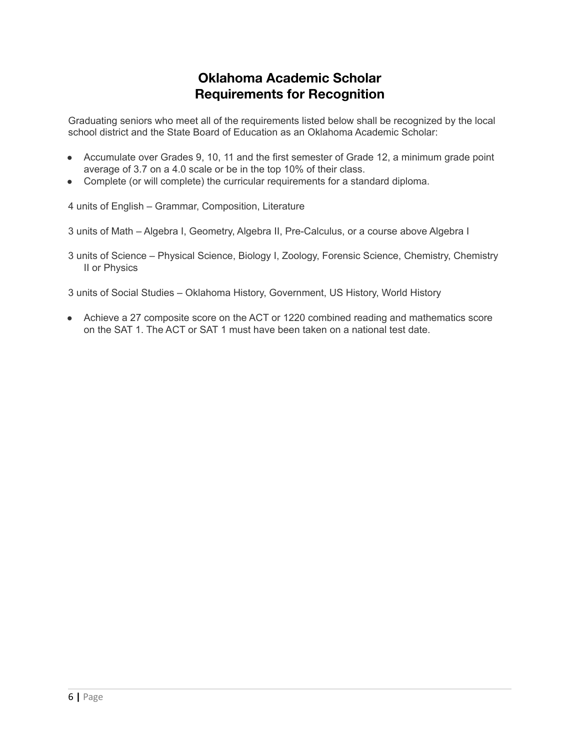# Oklahoma Academic Scholar
# Requirements for Recognition

Graduating seniors who meet all of the requirements listed below shall be recognized by the local school district and the State Board of Education as an Oklahoma Academic Scholar:

- Accumulate over Grades 9, 10, 11 and the first semester of Grade 12, a minimum grade point average of 3.7 on a 4.0 scale or be in the top 10% of their class.
- Complete (or will complete) the curricular requirements for a standard diploma.

4 units of English – Grammar, Composition, Literature

3 units of Math – Algebra I, Geometry, Algebra II, Pre-Calculus, or a course above Algebra I

3 units of Science – Physical Science, Biology I, Zoology, Forensic Science, Chemistry, Chemistry II or Physics

3 units of Social Studies – Oklahoma History, Government, US History, World History

- Achieve a 27 composite score on the ACT or 1220 combined reading and mathematics score on the SAT 1. The ACT or SAT 1 must have been taken on a national test date.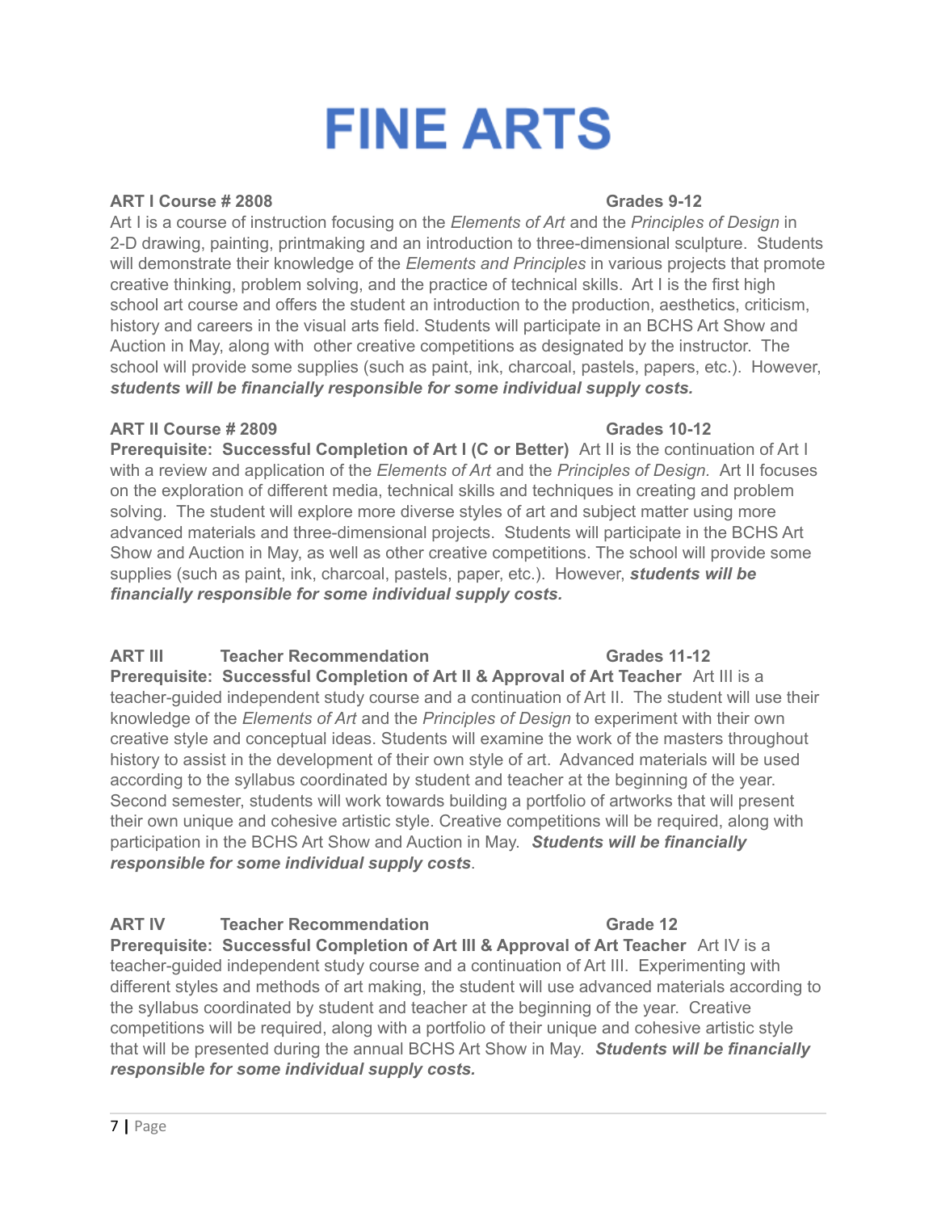# FINE ARTS

**ART I Course # 2808** **Grades 9-12**

Art I is a course of instruction focusing on the *Elements of Art* and the *Principles of Design* in 2-D drawing, painting, printmaking and an introduction to three-dimensional sculpture. Students will demonstrate their knowledge of the *Elements and Principles* in various projects that promote creative thinking, problem solving, and the practice of technical skills. Art I is the first high school art course and offers the student an introduction to the production, aesthetics, criticism, history and careers in the visual arts field. Students will participate in an BCHS Art Show and Auction in May, along with other creative competitions as designated by the instructor. The school will provide some supplies (such as paint, ink, charcoal, pastels, papers, etc.). However, ***students will be financially responsible for some individual supply costs.***

**ART II Course # 2809** **Grades 10-12**

**Prerequisite: Successful Completion of Art I (C or Better)** Art II is the continuation of Art I with a review and application of the *Elements of Art* and the *Principles of Design*. Art II focuses on the exploration of different media, technical skills and techniques in creating and problem solving. The student will explore more diverse styles of art and subject matter using more advanced materials and three-dimensional projects. Students will participate in the BCHS Art Show and Auction in May, as well as other creative competitions. The school will provide some supplies (such as paint, ink, charcoal, pastels, paper, etc.). However, ***students will be financially responsible for some individual supply costs.***

**ART III** **Teacher Recommendation** **Grades 11-12**

**Prerequisite: Successful Completion of Art II & Approval of Art Teacher** Art III is a teacher-guided independent study course and a continuation of Art II. The student will use their knowledge of the *Elements of Art* and the *Principles of Design* to experiment with their own creative style and conceptual ideas. Students will examine the work of the masters throughout history to assist in the development of their own style of art. Advanced materials will be used according to the syllabus coordinated by student and teacher at the beginning of the year. Second semester, students will work towards building a portfolio of artworks that will present their own unique and cohesive artistic style. Creative competitions will be required, along with participation in the BCHS Art Show and Auction in May. ***Students will be financially responsible for some individual supply costs***.

**ART IV** **Teacher Recommendation** **Grade 12**

**Prerequisite: Successful Completion of Art III & Approval of Art Teacher** Art IV is a teacher-guided independent study course and a continuation of Art III. Experimenting with different styles and methods of art making, the student will use advanced materials according to the syllabus coordinated by student and teacher at the beginning of the year. Creative competitions will be required, along with a portfolio of their unique and cohesive artistic style that will be presented during the annual BCHS Art Show in May. ***Students will be financially responsible for some individual supply costs.***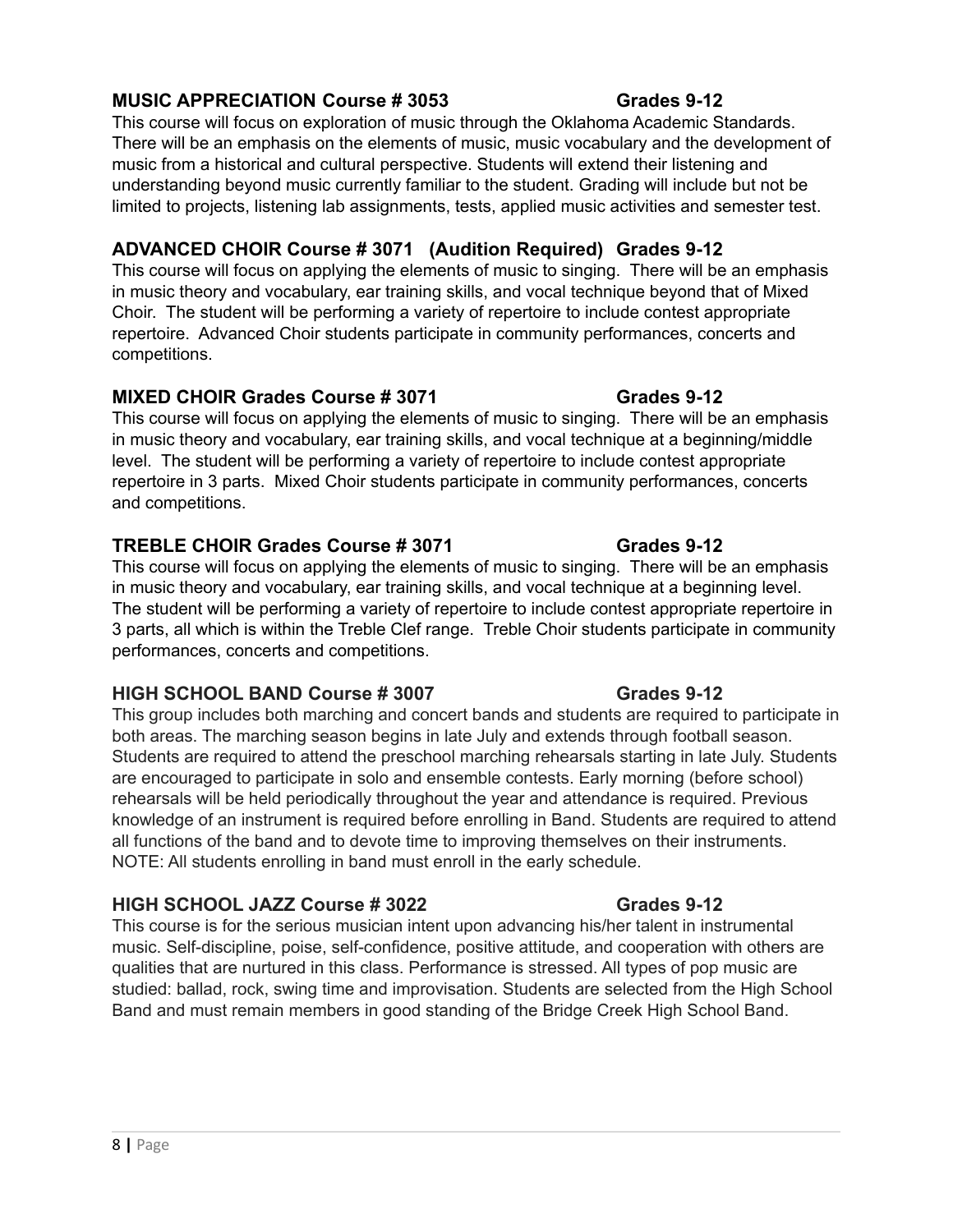### MUSIC APPRECIATION Course # 3053 Grades 9-12

This course will focus on exploration of music through the Oklahoma Academic Standards. There will be an emphasis on the elements of music, music vocabulary and the development of music from a historical and cultural perspective. Students will extend their listening and understanding beyond music currently familiar to the student. Grading will include but not be limited to projects, listening lab assignments, tests, applied music activities and semester test.

### ADVANCED CHOIR Course # 3071 (Audition Required) Grades 9-12

This course will focus on applying the elements of music to singing. There will be an emphasis in music theory and vocabulary, ear training skills, and vocal technique beyond that of Mixed Choir. The student will be performing a variety of repertoire to include contest appropriate repertoire. Advanced Choir students participate in community performances, concerts and competitions.

### MIXED CHOIR Grades Course # 3071 Grades 9-12

This course will focus on applying the elements of music to singing. There will be an emphasis in music theory and vocabulary, ear training skills, and vocal technique at a beginning/middle level. The student will be performing a variety of repertoire to include contest appropriate repertoire in 3 parts. Mixed Choir students participate in community performances, concerts and competitions.

### TREBLE CHOIR Grades Course # 3071 Grades 9-12

This course will focus on applying the elements of music to singing. There will be an emphasis in music theory and vocabulary, ear training skills, and vocal technique at a beginning level. The student will be performing a variety of repertoire to include contest appropriate repertoire in 3 parts, all which is within the Treble Clef range. Treble Choir students participate in community performances, concerts and competitions.

### HIGH SCHOOL BAND Course # 3007 Grades 9-12

This group includes both marching and concert bands and students are required to participate in both areas. The marching season begins in late July and extends through football season. Students are required to attend the preschool marching rehearsals starting in late July. Students are encouraged to participate in solo and ensemble contests. Early morning (before school) rehearsals will be held periodically throughout the year and attendance is required. Previous knowledge of an instrument is required before enrolling in Band. Students are required to attend all functions of the band and to devote time to improving themselves on their instruments. NOTE: All students enrolling in band must enroll in the early schedule.

### HIGH SCHOOL JAZZ Course # 3022 Grades 9-12

This course is for the serious musician intent upon advancing his/her talent in instrumental music. Self-discipline, poise, self-confidence, positive attitude, and cooperation with others are qualities that are nurtured in this class. Performance is stressed. All types of pop music are studied: ballad, rock, swing time and improvisation. Students are selected from the High School Band and must remain members in good standing of the Bridge Creek High School Band.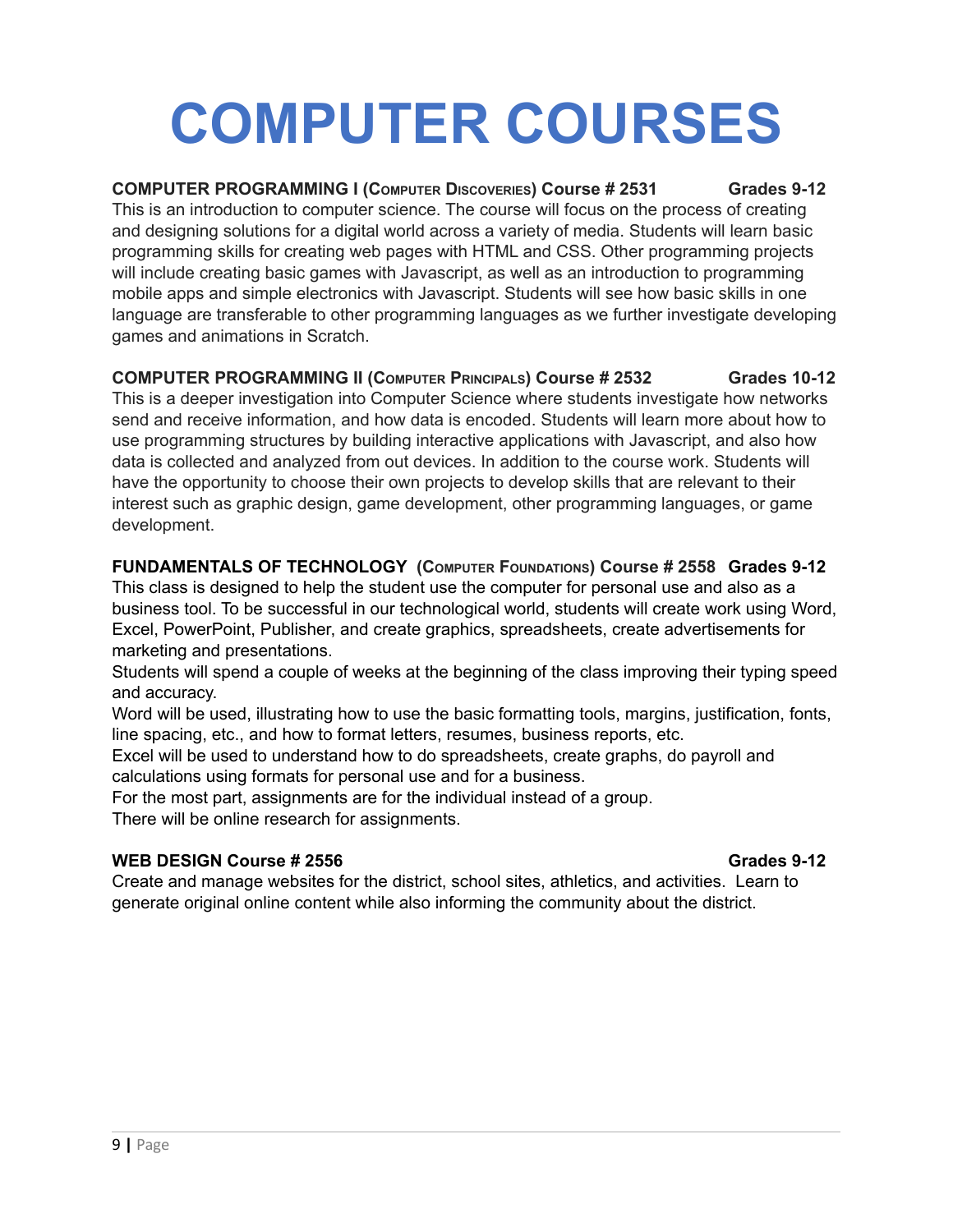# COMPUTER COURSES

**COMPUTER PROGRAMMING I (Computer Discoveries) Course # 2531 Grades 9-12**

This is an introduction to computer science. The course will focus on the process of creating and designing solutions for a digital world across a variety of media. Students will learn basic programming skills for creating web pages with HTML and CSS. Other programming projects will include creating basic games with Javascript, as well as an introduction to programming mobile apps and simple electronics with Javascript. Students will see how basic skills in one language are transferable to other programming languages as we further investigate developing games and animations in Scratch.

**COMPUTER PROGRAMMING II (Computer Principals) Course # 2532 Grades 10-12**

This is a deeper investigation into Computer Science where students investigate how networks send and receive information, and how data is encoded. Students will learn more about how to use programming structures by building interactive applications with Javascript, and also how data is collected and analyzed from out devices. In addition to the course work. Students will have the opportunity to choose their own projects to develop skills that are relevant to their interest such as graphic design, game development, other programming languages, or game development.

**FUNDAMENTALS OF TECHNOLOGY (Computer Foundations) Course # 2558 Grades 9-12**

This class is designed to help the student use the computer for personal use and also as a business tool. To be successful in our technological world, students will create work using Word, Excel, PowerPoint, Publisher, and create graphics, spreadsheets, create advertisements for marketing and presentations.

Students will spend a couple of weeks at the beginning of the class improving their typing speed and accuracy.

Word will be used, illustrating how to use the basic formatting tools, margins, justification, fonts, line spacing, etc., and how to format letters, resumes, business reports, etc.

Excel will be used to understand how to do spreadsheets, create graphs, do payroll and calculations using formats for personal use and for a business.

For the most part, assignments are for the individual instead of a group.

There will be online research for assignments.

**WEB DESIGN Course # 2556 Grades 9-12**

Create and manage websites for the district, school sites, athletics, and activities. Learn to generate original online content while also informing the community about the district.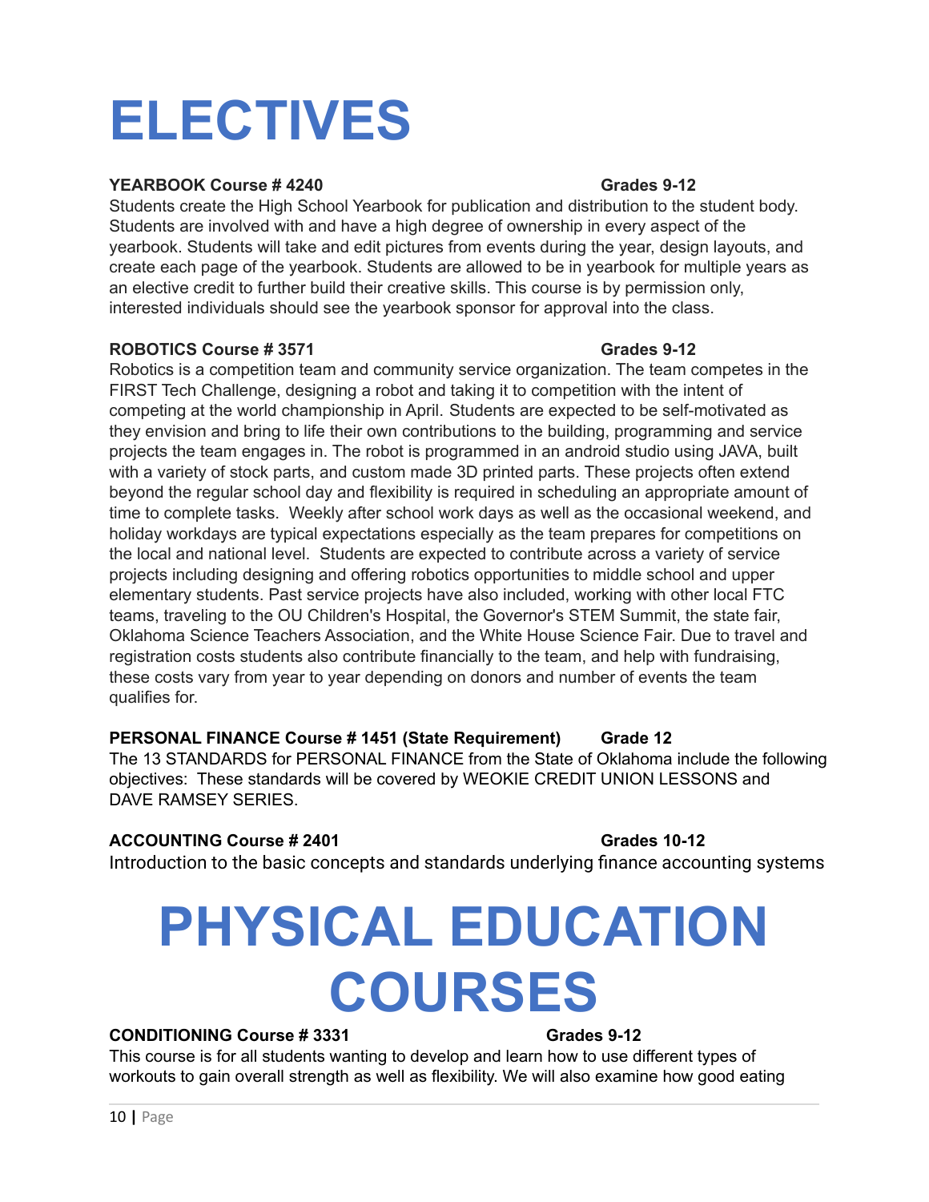# ELECTIVES

**YEARBOOK Course # 4240 Grades 9-12**

Students create the High School Yearbook for publication and distribution to the student body. Students are involved with and have a high degree of ownership in every aspect of the yearbook. Students will take and edit pictures from events during the year, design layouts, and create each page of the yearbook. Students are allowed to be in yearbook for multiple years as an elective credit to further build their creative skills. This course is by permission only, interested individuals should see the yearbook sponsor for approval into the class.

**ROBOTICS Course # 3571 Grades 9-12**

Robotics is a competition team and community service organization. The team competes in the FIRST Tech Challenge, designing a robot and taking it to competition with the intent of competing at the world championship in April. Students are expected to be self-motivated as they envision and bring to life their own contributions to the building, programming and service projects the team engages in. The robot is programmed in an android studio using JAVA, built with a variety of stock parts, and custom made 3D printed parts. These projects often extend beyond the regular school day and flexibility is required in scheduling an appropriate amount of time to complete tasks. Weekly after school work days as well as the occasional weekend, and holiday workdays are typical expectations especially as the team prepares for competitions on the local and national level. Students are expected to contribute across a variety of service projects including designing and offering robotics opportunities to middle school and upper elementary students. Past service projects have also included, working with other local FTC teams, traveling to the OU Children's Hospital, the Governor's STEM Summit, the state fair, Oklahoma Science Teachers Association, and the White House Science Fair. Due to travel and registration costs students also contribute financially to the team, and help with fundraising, these costs vary from year to year depending on donors and number of events the team qualifies for.

**PERSONAL FINANCE Course # 1451 (State Requirement) Grade 12**

The 13 STANDARDS for PERSONAL FINANCE from the State of Oklahoma include the following objectives: These standards will be covered by WEOKIE CREDIT UNION LESSONS and DAVE RAMSEY SERIES.

**ACCOUNTING Course # 2401 Grades 10-12**

Introduction to the basic concepts and standards underlying finance accounting systems

# PHYSICAL EDUCATION COURSES

**CONDITIONING Course # 3331 Grades 9-12**

This course is for all students wanting to develop and learn how to use different types of workouts to gain overall strength as well as flexibility. We will also examine how good eating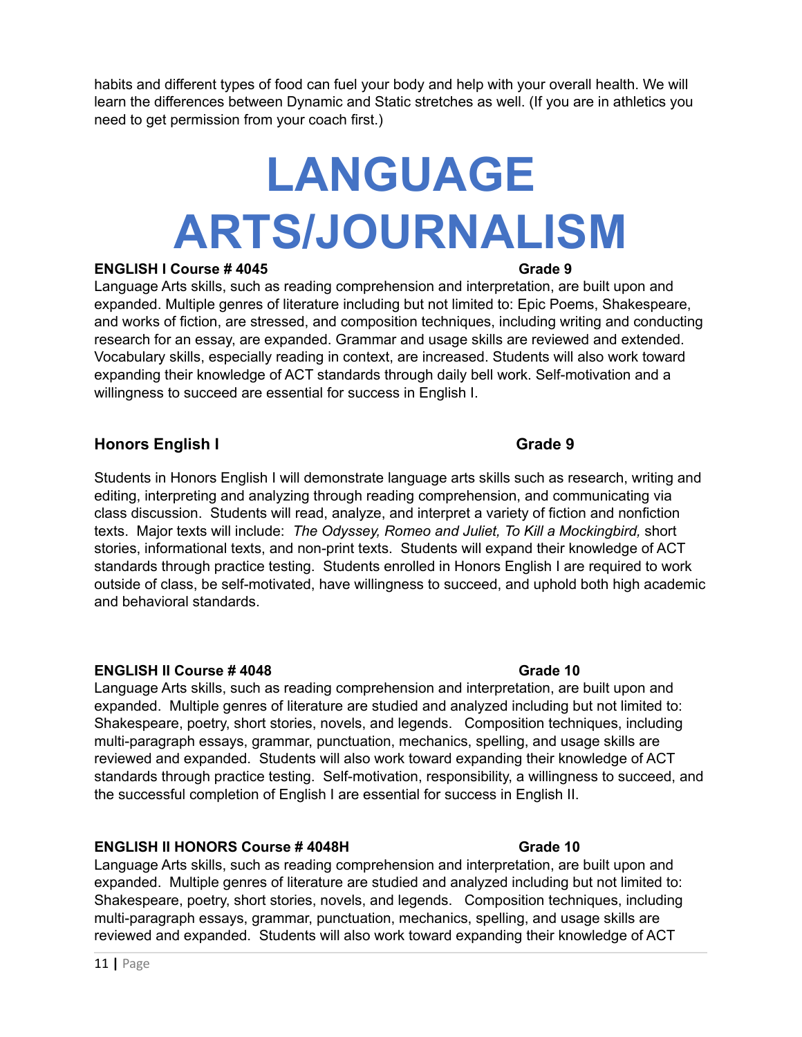habits and different types of food can fuel your body and help with your overall health. We will learn the differences between Dynamic and Static stretches as well. (If you are in athletics you need to get permission from your coach first.)

# LANGUAGE ARTS/JOURNALISM

**ENGLISH I Course # 4045** **Grade 9**

Language Arts skills, such as reading comprehension and interpretation, are built upon and expanded. Multiple genres of literature including but not limited to: Epic Poems, Shakespeare, and works of fiction, are stressed, and composition techniques, including writing and conducting research for an essay, are expanded. Grammar and usage skills are reviewed and extended. Vocabulary skills, especially reading in context, are increased. Students will also work toward expanding their knowledge of ACT standards through daily bell work. Self-motivation and a willingness to succeed are essential for success in English I.

**Honors English I** **Grade 9**

Students in Honors English I will demonstrate language arts skills such as research, writing and editing, interpreting and analyzing through reading comprehension, and communicating via class discussion. Students will read, analyze, and interpret a variety of fiction and nonfiction texts. Major texts will include: *The Odyssey, Romeo and Juliet, To Kill a Mockingbird,* short stories, informational texts, and non-print texts. Students will expand their knowledge of ACT standards through practice testing. Students enrolled in Honors English I are required to work outside of class, be self-motivated, have willingness to succeed, and uphold both high academic and behavioral standards.

**ENGLISH II Course # 4048** **Grade 10**

Language Arts skills, such as reading comprehension and interpretation, are built upon and expanded. Multiple genres of literature are studied and analyzed including but not limited to: Shakespeare, poetry, short stories, novels, and legends. Composition techniques, including multi-paragraph essays, grammar, punctuation, mechanics, spelling, and usage skills are reviewed and expanded. Students will also work toward expanding their knowledge of ACT standards through practice testing. Self-motivation, responsibility, a willingness to succeed, and the successful completion of English I are essential for success in English II.

**ENGLISH II HONORS Course # 4048H** **Grade 10**

Language Arts skills, such as reading comprehension and interpretation, are built upon and expanded. Multiple genres of literature are studied and analyzed including but not limited to: Shakespeare, poetry, short stories, novels, and legends. Composition techniques, including multi-paragraph essays, grammar, punctuation, mechanics, spelling, and usage skills are reviewed and expanded. Students will also work toward expanding their knowledge of ACT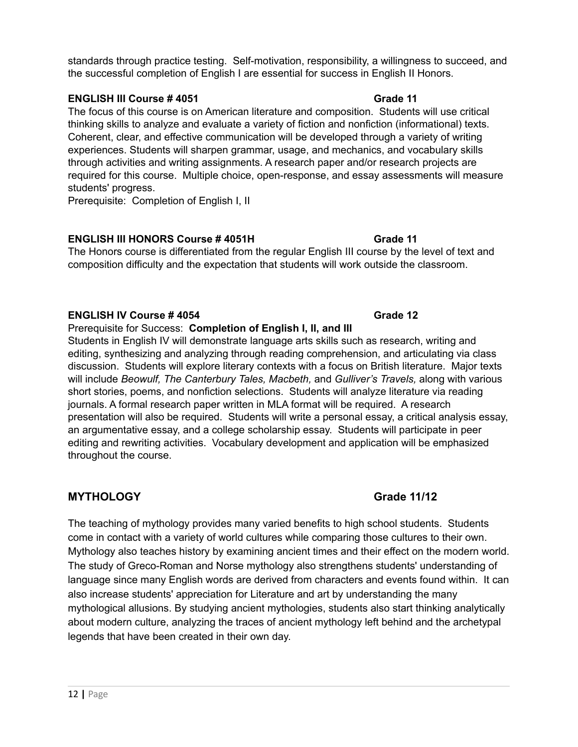standards through practice testing. Self-motivation, responsibility, a willingness to succeed, and the successful completion of English I are essential for success in English II Honors.

**ENGLISH III Course # 4051 Grade 11**

The focus of this course is on American literature and composition. Students will use critical thinking skills to analyze and evaluate a variety of fiction and nonfiction (informational) texts. Coherent, clear, and effective communication will be developed through a variety of writing experiences. Students will sharpen grammar, usage, and mechanics, and vocabulary skills through activities and writing assignments. A research paper and/or research projects are required for this course. Multiple choice, open-response, and essay assessments will measure students' progress.

Prerequisite: Completion of English I, II

**ENGLISH III HONORS Course # 4051H Grade 11**

The Honors course is differentiated from the regular English III course by the level of text and composition difficulty and the expectation that students will work outside the classroom.

**ENGLISH IV Course # 4054 Grade 12**

Prerequisite for Success: **Completion of English I, II, and III**

Students in English IV will demonstrate language arts skills such as research, writing and editing, synthesizing and analyzing through reading comprehension, and articulating via class discussion. Students will explore literary contexts with a focus on British literature. Major texts will include *Beowulf, The Canterbury Tales, Macbeth,* and *Gulliver's Travels,* along with various short stories, poems, and nonfiction selections. Students will analyze literature via reading journals. A formal research paper written in MLA format will be required. A research presentation will also be required. Students will write a personal essay, a critical analysis essay, an argumentative essay, and a college scholarship essay. Students will participate in peer editing and rewriting activities. Vocabulary development and application will be emphasized throughout the course.

## MYTHOLOGY Grade 11/12

The teaching of mythology provides many varied benefits to high school students. Students come in contact with a variety of world cultures while comparing those cultures to their own. Mythology also teaches history by examining ancient times and their effect on the modern world. The study of Greco-Roman and Norse mythology also strengthens students' understanding of language since many English words are derived from characters and events found within. It can also increase students' appreciation for Literature and art by understanding the many mythological allusions. By studying ancient mythologies, students also start thinking analytically about modern culture, analyzing the traces of ancient mythology left behind and the archetypal legends that have been created in their own day.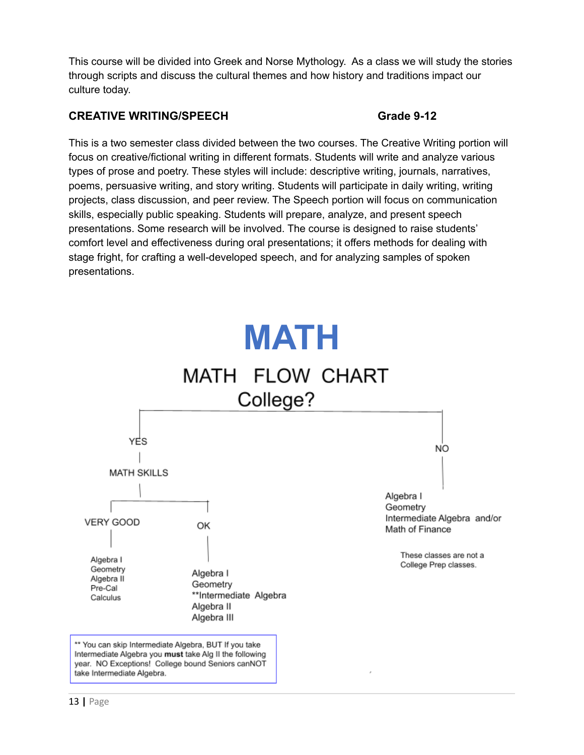This course will be divided into Greek and Norse Mythology. As a class we will study the stories through scripts and discuss the cultural themes and how history and traditions impact our culture today.

**CREATIVE WRITING/SPEECH** **Grade 9-12**

This is a two semester class divided between the two courses. The Creative Writing portion will focus on creative/fictional writing in different formats. Students will write and analyze various types of prose and poetry. These styles will include: descriptive writing, journals, narratives, poems, persuasive writing, and story writing. Students will participate in daily writing, writing projects, class discussion, and peer review. The Speech portion will focus on communication skills, especially public speaking. Students will prepare, analyze, and present speech presentations. Some research will be involved. The course is designed to raise students' comfort level and effectiveness during oral presentations; it offers methods for dealing with stage fright, for crafting a well-developed speech, and for analyzing samples of spoken presentations.

# MATH

## MATH FLOW CHART

### College?

- **YES**
  - **MATH SKILLS**
    - **VERY GOOD**
      - Algebra I
      - Geometry
      - Algebra II
      - Pre-Cal
      - Calculus
    - **OK**
      - Algebra I
      - Geometry
      - **Intermediate Algebra
      - Algebra II
      - Algebra III
- **NO**
  - Algebra I
  - Geometry
  - Intermediate Algebra and/or
  - Math of Finance

  These classes are not a College Prep classes.

** You can skip Intermediate Algebra, BUT If you take Intermediate Algebra you **must** take Alg II the following year. NO Exceptions! College bound Seniors canNOT take Intermediate Algebra.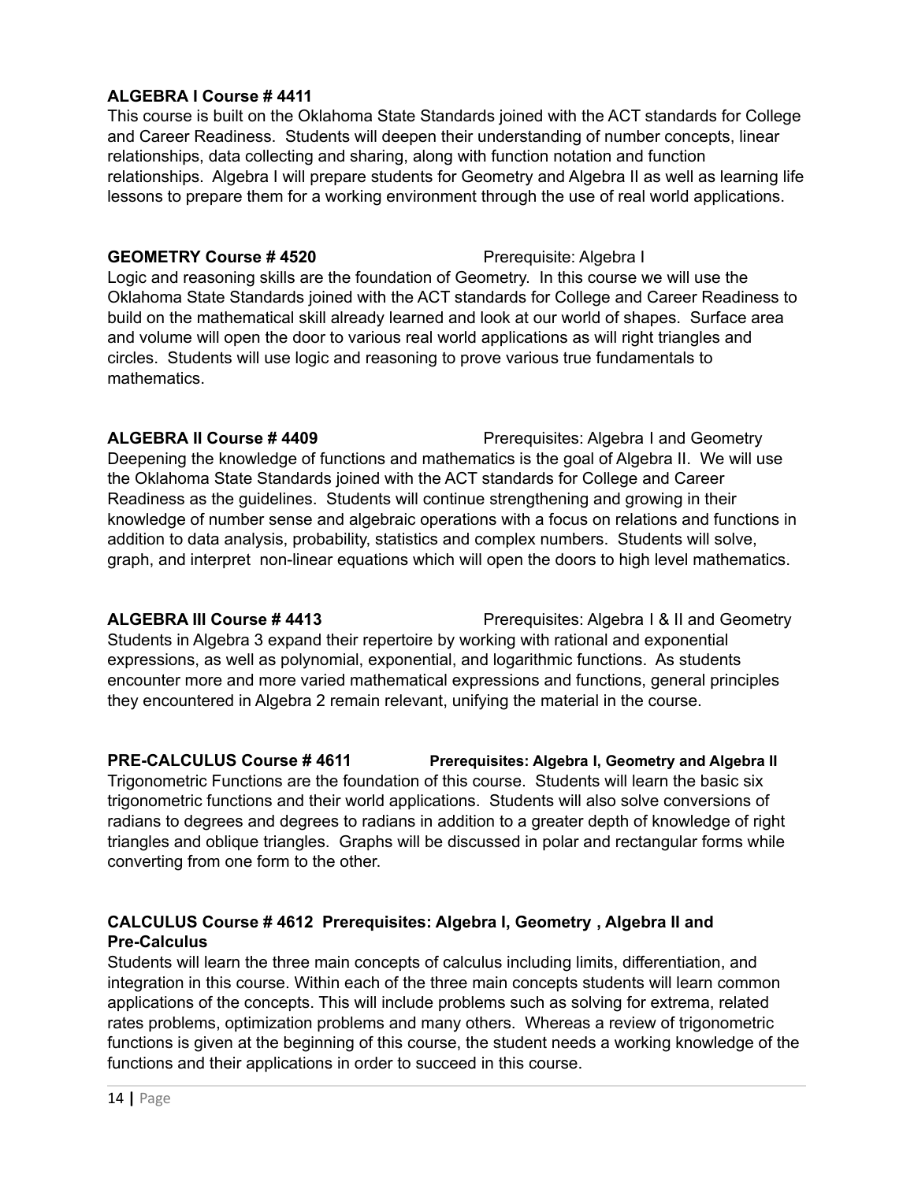**ALGEBRA I Course # 4411**

This course is built on the Oklahoma State Standards joined with the ACT standards for College and Career Readiness. Students will deepen their understanding of number concepts, linear relationships, data collecting and sharing, along with function notation and function relationships. Algebra I will prepare students for Geometry and Algebra II as well as learning life lessons to prepare them for a working environment through the use of real world applications.

**GEOMETRY Course # 4520** Prerequisite: Algebra I

Logic and reasoning skills are the foundation of Geometry. In this course we will use the Oklahoma State Standards joined with the ACT standards for College and Career Readiness to build on the mathematical skill already learned and look at our world of shapes. Surface area and volume will open the door to various real world applications as will right triangles and circles. Students will use logic and reasoning to prove various true fundamentals to mathematics.

**ALGEBRA II Course # 4409** Prerequisites: Algebra I and Geometry

Deepening the knowledge of functions and mathematics is the goal of Algebra II. We will use the Oklahoma State Standards joined with the ACT standards for College and Career Readiness as the guidelines. Students will continue strengthening and growing in their knowledge of number sense and algebraic operations with a focus on relations and functions in addition to data analysis, probability, statistics and complex numbers. Students will solve, graph, and interpret non-linear equations which will open the doors to high level mathematics.

**ALGEBRA III Course # 4413** Prerequisites: Algebra I & II and Geometry

Students in Algebra 3 expand their repertoire by working with rational and exponential expressions, as well as polynomial, exponential, and logarithmic functions. As students encounter more and more varied mathematical expressions and functions, general principles they encountered in Algebra 2 remain relevant, unifying the material in the course.

**PRE-CALCULUS Course # 4611** **Prerequisites: Algebra I, Geometry and Algebra II**

Trigonometric Functions are the foundation of this course. Students will learn the basic six trigonometric functions and their world applications. Students will also solve conversions of radians to degrees and degrees to radians in addition to a greater depth of knowledge of right triangles and oblique triangles. Graphs will be discussed in polar and rectangular forms while converting from one form to the other.

**CALCULUS Course # 4612 Prerequisites: Algebra I, Geometry , Algebra II and Pre-Calculus**

Students will learn the three main concepts of calculus including limits, differentiation, and integration in this course. Within each of the three main concepts students will learn common applications of the concepts. This will include problems such as solving for extrema, related rates problems, optimization problems and many others. Whereas a review of trigonometric functions is given at the beginning of this course, the student needs a working knowledge of the functions and their applications in order to succeed in this course.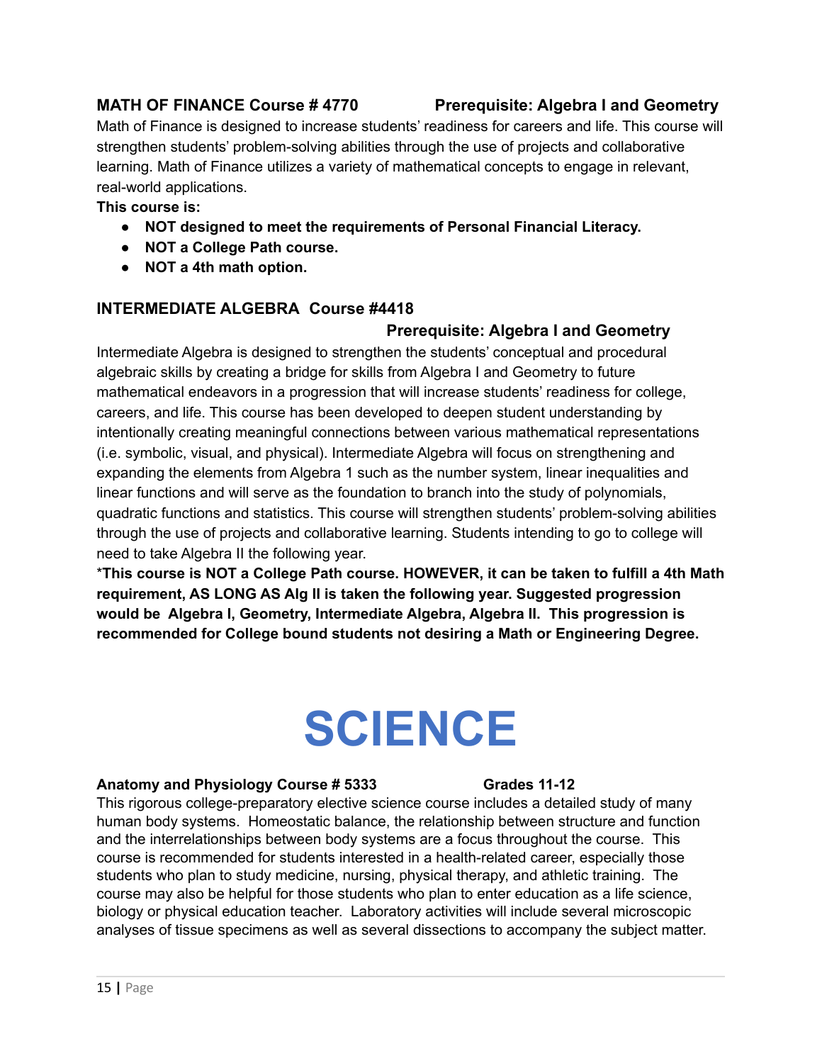**MATH OF FINANCE Course # 4770 Prerequisite: Algebra I and Geometry**

Math of Finance is designed to increase students' readiness for careers and life. This course will strengthen students' problem-solving abilities through the use of projects and collaborative learning. Math of Finance utilizes a variety of mathematical concepts to engage in relevant, real-world applications.

**This course is:**

- **NOT designed to meet the requirements of Personal Financial Literacy.**
- **NOT a College Path course.**
- **NOT a 4th math option.**

**INTERMEDIATE ALGEBRA Course #4418**

**Prerequisite: Algebra I and Geometry**

Intermediate Algebra is designed to strengthen the students' conceptual and procedural algebraic skills by creating a bridge for skills from Algebra I and Geometry to future mathematical endeavors in a progression that will increase students' readiness for college, careers, and life. This course has been developed to deepen student understanding by intentionally creating meaningful connections between various mathematical representations (i.e. symbolic, visual, and physical). Intermediate Algebra will focus on strengthening and expanding the elements from Algebra 1 such as the number system, linear inequalities and linear functions and will serve as the foundation to branch into the study of polynomials, quadratic functions and statistics. This course will strengthen students' problem-solving abilities through the use of projects and collaborative learning. Students intending to go to college will need to take Algebra II the following year.

***This course is NOT a College Path course. HOWEVER, it can be taken to fulfill a 4th Math requirement, AS LONG AS Alg II is taken the following year. Suggested progression would be Algebra I, Geometry, Intermediate Algebra, Algebra II. This progression is recommended for College bound students not desiring a Math or Engineering Degree.**

# SCIENCE

**Anatomy and Physiology Course # 5333 Grades 11-12**

This rigorous college-preparatory elective science course includes a detailed study of many human body systems. Homeostatic balance, the relationship between structure and function and the interrelationships between body systems are a focus throughout the course. This course is recommended for students interested in a health-related career, especially those students who plan to study medicine, nursing, physical therapy, and athletic training. The course may also be helpful for those students who plan to enter education as a life science, biology or physical education teacher. Laboratory activities will include several microscopic analyses of tissue specimens as well as several dissections to accompany the subject matter.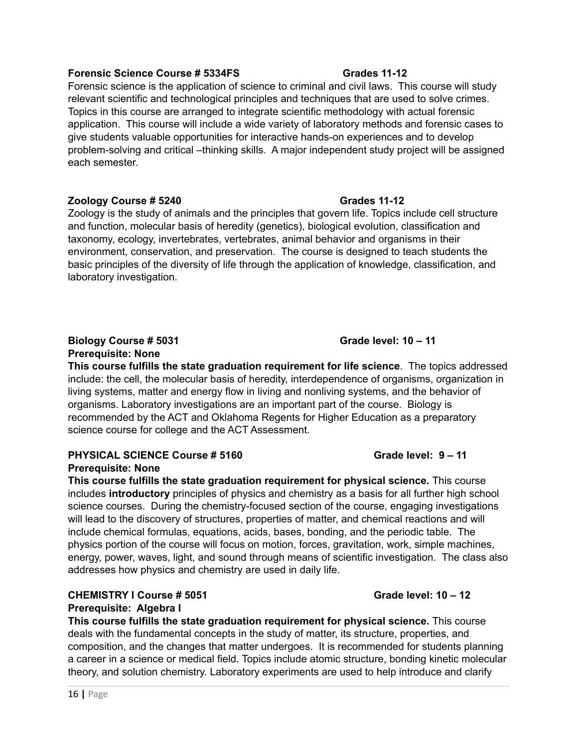**Forensic Science Course # 5334FS　　　　　　　　Grades 11-12**

Forensic science is the application of science to criminal and civil laws. This course will study relevant scientific and technological principles and techniques that are used to solve crimes. Topics in this course are arranged to integrate scientific methodology with actual forensic application. This course will include a wide variety of laboratory methods and forensic cases to give students valuable opportunities for interactive hands-on experiences and to develop problem-solving and critical –thinking skills. A major independent study project will be assigned each semester.

**Zoology Course # 5240　　　　　　　　Grades 11-12**

Zoology is the study of animals and the principles that govern life. Topics include cell structure and function, molecular basis of heredity (genetics), biological evolution, classification and taxonomy, ecology, invertebrates, vertebrates, animal behavior and organisms in their environment, conservation, and preservation. The course is designed to teach students the basic principles of the diversity of life through the application of knowledge, classification, and laboratory investigation.

**Biology Course # 5031　　　　　　　　Grade level: 10 – 11**
**Prerequisite: None**

**This course fulfills the state graduation requirement for life science**. The topics addressed include: the cell, the molecular basis of heredity, interdependence of organisms, organization in living systems, matter and energy flow in living and nonliving systems, and the behavior of organisms. Laboratory investigations are an important part of the course. Biology is recommended by the ACT and Oklahoma Regents for Higher Education as a preparatory science course for college and the ACT Assessment.

**PHYSICAL SCIENCE Course # 5160　　　　　　　　Grade level: 9 – 11**
**Prerequisite: None**

**This course fulfills the state graduation requirement for physical science.** This course includes **introductory** principles of physics and chemistry as a basis for all further high school science courses. During the chemistry-focused section of the course, engaging investigations will lead to the discovery of structures, properties of matter, and chemical reactions and will include chemical formulas, equations, acids, bases, bonding, and the periodic table. The physics portion of the course will focus on motion, forces, gravitation, work, simple machines, energy, power, waves, light, and sound through means of scientific investigation. The class also addresses how physics and chemistry are used in daily life.

**CHEMISTRY I Course # 5051　　　　　　　　Grade level: 10 – 12**
**Prerequisite: Algebra I**

**This course fulfills the state graduation requirement for physical science.** This course deals with the fundamental concepts in the study of matter, its structure, properties, and composition, and the changes that matter undergoes. It is recommended for students planning a career in a science or medical field. Topics include atomic structure, bonding kinetic molecular theory, and solution chemistry. Laboratory experiments are used to help introduce and clarify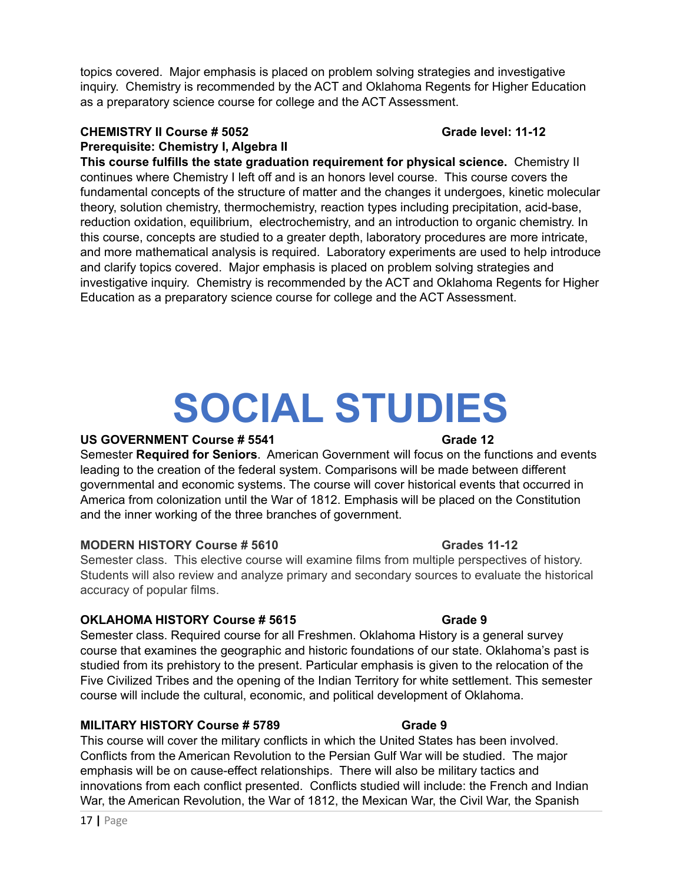topics covered. Major emphasis is placed on problem solving strategies and investigative inquiry. Chemistry is recommended by the ACT and Oklahoma Regents for Higher Education as a preparatory science course for college and the ACT Assessment.

**CHEMISTRY II Course # 5052** **Grade level: 11-12**
**Prerequisite: Chemistry I, Algebra II**
**This course fulfills the state graduation requirement for physical science.** Chemistry II continues where Chemistry I left off and is an honors level course. This course covers the fundamental concepts of the structure of matter and the changes it undergoes, kinetic molecular theory, solution chemistry, thermochemistry, reaction types including precipitation, acid-base, reduction oxidation, equilibrium, electrochemistry, and an introduction to organic chemistry. In this course, concepts are studied to a greater depth, laboratory procedures are more intricate, and more mathematical analysis is required. Laboratory experiments are used to help introduce and clarify topics covered. Major emphasis is placed on problem solving strategies and investigative inquiry. Chemistry is recommended by the ACT and Oklahoma Regents for Higher Education as a preparatory science course for college and the ACT Assessment.

# SOCIAL STUDIES

**US GOVERNMENT Course # 5541** **Grade 12**
Semester **Required for Seniors**. American Government will focus on the functions and events leading to the creation of the federal system. Comparisons will be made between different governmental and economic systems. The course will cover historical events that occurred in America from colonization until the War of 1812. Emphasis will be placed on the Constitution and the inner working of the three branches of government.

**MODERN HISTORY Course # 5610** **Grades 11-12**
Semester class. This elective course will examine films from multiple perspectives of history. Students will also review and analyze primary and secondary sources to evaluate the historical accuracy of popular films.

**OKLAHOMA HISTORY Course # 5615** **Grade 9**
Semester class. Required course for all Freshmen. Oklahoma History is a general survey course that examines the geographic and historic foundations of our state. Oklahoma's past is studied from its prehistory to the present. Particular emphasis is given to the relocation of the Five Civilized Tribes and the opening of the Indian Territory for white settlement. This semester course will include the cultural, economic, and political development of Oklahoma.

**MILITARY HISTORY Course # 5789** **Grade 9**
This course will cover the military conflicts in which the United States has been involved. Conflicts from the American Revolution to the Persian Gulf War will be studied. The major emphasis will be on cause-effect relationships. There will also be military tactics and innovations from each conflict presented. Conflicts studied will include: the French and Indian War, the American Revolution, the War of 1812, the Mexican War, the Civil War, the Spanish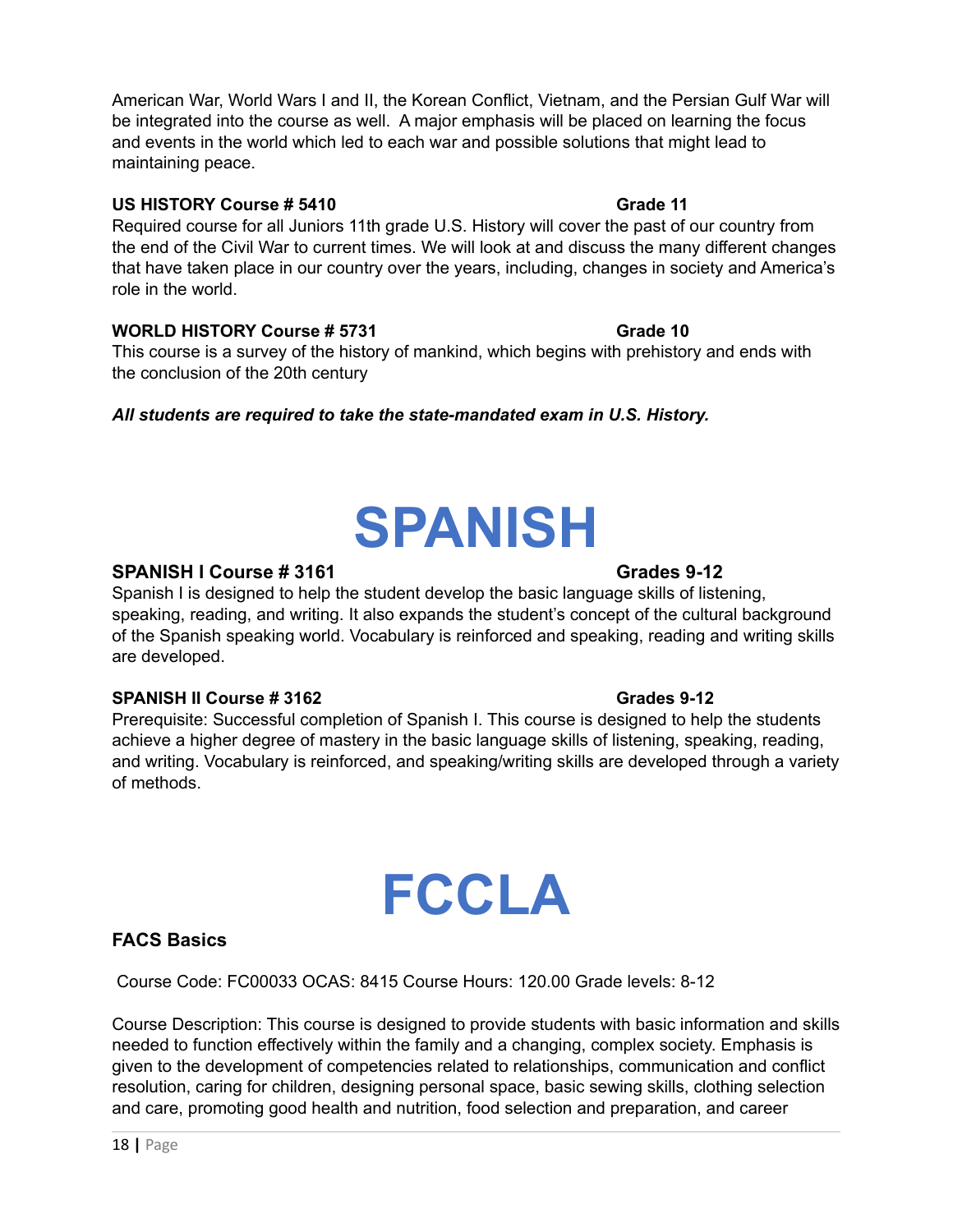American War, World Wars I and II, the Korean Conflict, Vietnam, and the Persian Gulf War will be integrated into the course as well. A major emphasis will be placed on learning the focus and events in the world which led to each war and possible solutions that might lead to maintaining peace.

**US HISTORY Course # 5410** **Grade 11**

Required course for all Juniors 11th grade U.S. History will cover the past of our country from the end of the Civil War to current times. We will look at and discuss the many different changes that have taken place in our country over the years, including, changes in society and America's role in the world.

**WORLD HISTORY Course # 5731** **Grade 10**

This course is a survey of the history of mankind, which begins with prehistory and ends with the conclusion of the 20th century

***All students are required to take the state-mandated exam in U.S. History.***

# SPANISH

**SPANISH I Course # 3161** **Grades 9-12**

Spanish I is designed to help the student develop the basic language skills of listening, speaking, reading, and writing. It also expands the student's concept of the cultural background of the Spanish speaking world. Vocabulary is reinforced and speaking, reading and writing skills are developed.

**SPANISH II Course # 3162** **Grades 9-12**

Prerequisite: Successful completion of Spanish I. This course is designed to help the students achieve a higher degree of mastery in the basic language skills of listening, speaking, reading, and writing. Vocabulary is reinforced, and speaking/writing skills are developed through a variety of methods.

# FCCLA

**FACS Basics**

Course Code: FC00033 OCAS: 8415 Course Hours: 120.00 Grade levels: 8-12

Course Description: This course is designed to provide students with basic information and skills needed to function effectively within the family and a changing, complex society. Emphasis is given to the development of competencies related to relationships, communication and conflict resolution, caring for children, designing personal space, basic sewing skills, clothing selection and care, promoting good health and nutrition, food selection and preparation, and career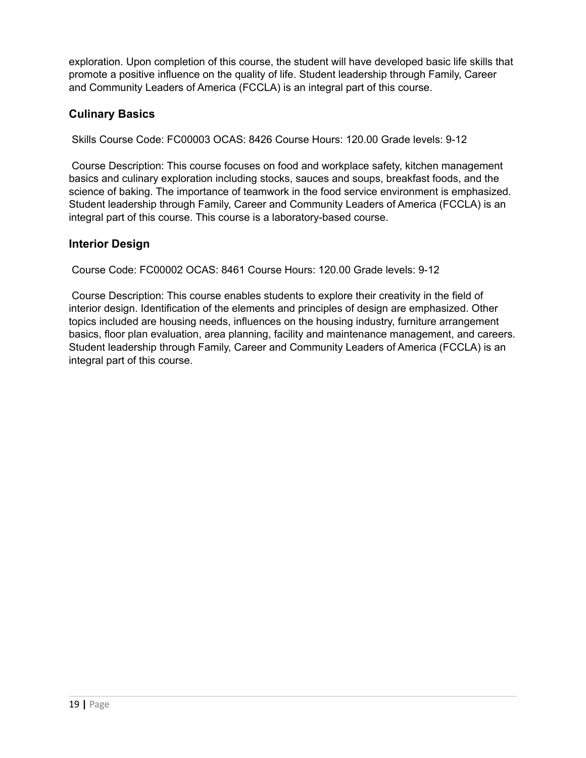exploration. Upon completion of this course, the student will have developed basic life skills that promote a positive influence on the quality of life. Student leadership through Family, Career and Community Leaders of America (FCCLA) is an integral part of this course.

### Culinary Basics

Skills Course Code: FC00003 OCAS: 8426 Course Hours: 120.00 Grade levels: 9-12

Course Description: This course focuses on food and workplace safety, kitchen management basics and culinary exploration including stocks, sauces and soups, breakfast foods, and the science of baking. The importance of teamwork in the food service environment is emphasized. Student leadership through Family, Career and Community Leaders of America (FCCLA) is an integral part of this course. This course is a laboratory-based course.

### Interior Design

Course Code: FC00002 OCAS: 8461 Course Hours: 120.00 Grade levels: 9-12

Course Description: This course enables students to explore their creativity in the field of interior design. Identification of the elements and principles of design are emphasized. Other topics included are housing needs, influences on the housing industry, furniture arrangement basics, floor plan evaluation, area planning, facility and maintenance management, and careers. Student leadership through Family, Career and Community Leaders of America (FCCLA) is an integral part of this course.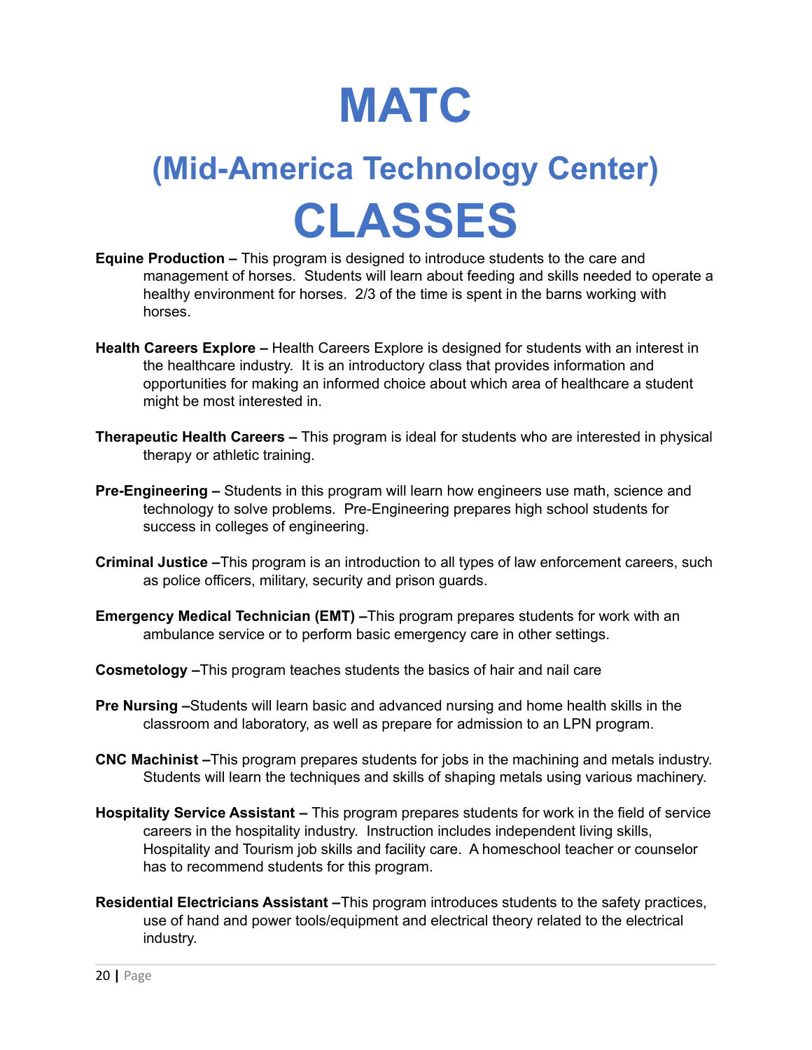# MATC

## (Mid-America Technology Center)

# CLASSES

**Equine Production –** This program is designed to introduce students to the care and management of horses. Students will learn about feeding and skills needed to operate a healthy environment for horses. 2/3 of the time is spent in the barns working with horses.

**Health Careers Explore –** Health Careers Explore is designed for students with an interest in the healthcare industry. It is an introductory class that provides information and opportunities for making an informed choice about which area of healthcare a student might be most interested in.

**Therapeutic Health Careers –** This program is ideal for students who are interested in physical therapy or athletic training.

**Pre-Engineering –** Students in this program will learn how engineers use math, science and technology to solve problems. Pre-Engineering prepares high school students for success in colleges of engineering.

**Criminal Justice –**This program is an introduction to all types of law enforcement careers, such as police officers, military, security and prison guards.

**Emergency Medical Technician (EMT) –**This program prepares students for work with an ambulance service or to perform basic emergency care in other settings.

**Cosmetology –**This program teaches students the basics of hair and nail care

**Pre Nursing –**Students will learn basic and advanced nursing and home health skills in the classroom and laboratory, as well as prepare for admission to an LPN program.

**CNC Machinist –**This program prepares students for jobs in the machining and metals industry. Students will learn the techniques and skills of shaping metals using various machinery.

**Hospitality Service Assistant –** This program prepares students for work in the field of service careers in the hospitality industry. Instruction includes independent living skills, Hospitality and Tourism job skills and facility care. A homeschool teacher or counselor has to recommend students for this program.

**Residential Electricians Assistant –**This program introduces students to the safety practices, use of hand and power tools/equipment and electrical theory related to the electrical industry.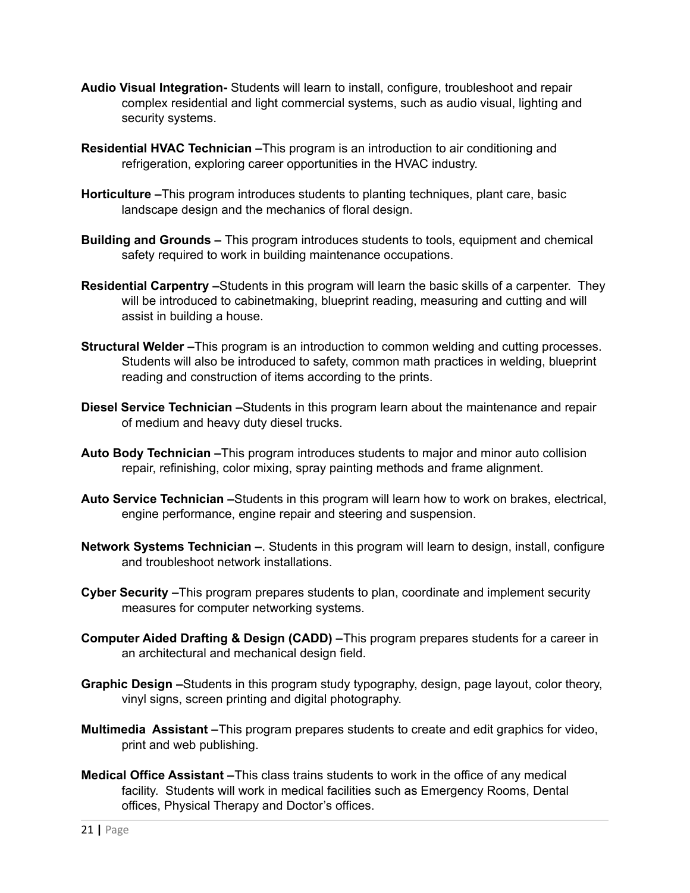**Audio Visual Integration-** Students will learn to install, configure, troubleshoot and repair complex residential and light commercial systems, such as audio visual, lighting and security systems.

**Residential HVAC Technician –**This program is an introduction to air conditioning and refrigeration, exploring career opportunities in the HVAC industry.

**Horticulture –**This program introduces students to planting techniques, plant care, basic landscape design and the mechanics of floral design.

**Building and Grounds –** This program introduces students to tools, equipment and chemical safety required to work in building maintenance occupations.

**Residential Carpentry –**Students in this program will learn the basic skills of a carpenter. They will be introduced to cabinetmaking, blueprint reading, measuring and cutting and will assist in building a house.

**Structural Welder –**This program is an introduction to common welding and cutting processes. Students will also be introduced to safety, common math practices in welding, blueprint reading and construction of items according to the prints.

**Diesel Service Technician –**Students in this program learn about the maintenance and repair of medium and heavy duty diesel trucks.

**Auto Body Technician –**This program introduces students to major and minor auto collision repair, refinishing, color mixing, spray painting methods and frame alignment.

**Auto Service Technician –**Students in this program will learn how to work on brakes, electrical, engine performance, engine repair and steering and suspension.

**Network Systems Technician –**. Students in this program will learn to design, install, configure and troubleshoot network installations.

**Cyber Security –**This program prepares students to plan, coordinate and implement security measures for computer networking systems.

**Computer Aided Drafting & Design (CADD) –**This program prepares students for a career in an architectural and mechanical design field.

**Graphic Design –**Students in this program study typography, design, page layout, color theory, vinyl signs, screen printing and digital photography.

**Multimedia Assistant –**This program prepares students to create and edit graphics for video, print and web publishing.

**Medical Office Assistant –**This class trains students to work in the office of any medical facility. Students will work in medical facilities such as Emergency Rooms, Dental offices, Physical Therapy and Doctor's offices.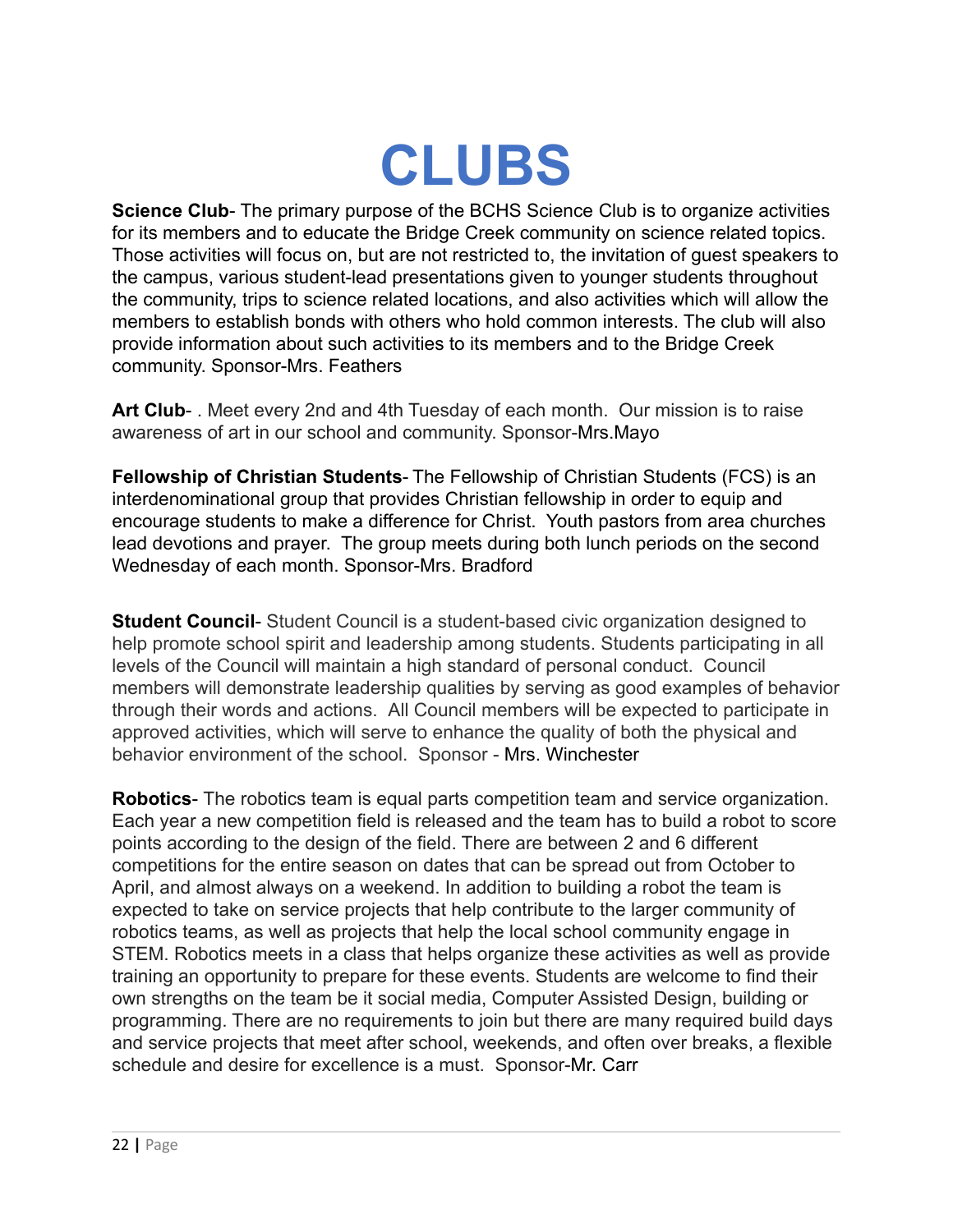# CLUBS

**Science Club**- The primary purpose of the BCHS Science Club is to organize activities for its members and to educate the Bridge Creek community on science related topics. Those activities will focus on, but are not restricted to, the invitation of guest speakers to the campus, various student-lead presentations given to younger students throughout the community, trips to science related locations, and also activities which will allow the members to establish bonds with others who hold common interests. The club will also provide information about such activities to its members and to the Bridge Creek community. Sponsor-Mrs. Feathers

**Art Club**- . Meet every 2nd and 4th Tuesday of each month. Our mission is to raise awareness of art in our school and community. Sponsor-Mrs.Mayo

**Fellowship of Christian Students**- The Fellowship of Christian Students (FCS) is an interdenominational group that provides Christian fellowship in order to equip and encourage students to make a difference for Christ. Youth pastors from area churches lead devotions and prayer. The group meets during both lunch periods on the second Wednesday of each month. Sponsor-Mrs. Bradford

**Student Council**- Student Council is a student-based civic organization designed to help promote school spirit and leadership among students. Students participating in all levels of the Council will maintain a high standard of personal conduct. Council members will demonstrate leadership qualities by serving as good examples of behavior through their words and actions. All Council members will be expected to participate in approved activities, which will serve to enhance the quality of both the physical and behavior environment of the school. Sponsor - Mrs. Winchester

**Robotics**- The robotics team is equal parts competition team and service organization. Each year a new competition field is released and the team has to build a robot to score points according to the design of the field. There are between 2 and 6 different competitions for the entire season on dates that can be spread out from October to April, and almost always on a weekend. In addition to building a robot the team is expected to take on service projects that help contribute to the larger community of robotics teams, as well as projects that help the local school community engage in STEM. Robotics meets in a class that helps organize these activities as well as provide training an opportunity to prepare for these events. Students are welcome to find their own strengths on the team be it social media, Computer Assisted Design, building or programming. There are no requirements to join but there are many required build days and service projects that meet after school, weekends, and often over breaks, a flexible schedule and desire for excellence is a must. Sponsor-Mr. Carr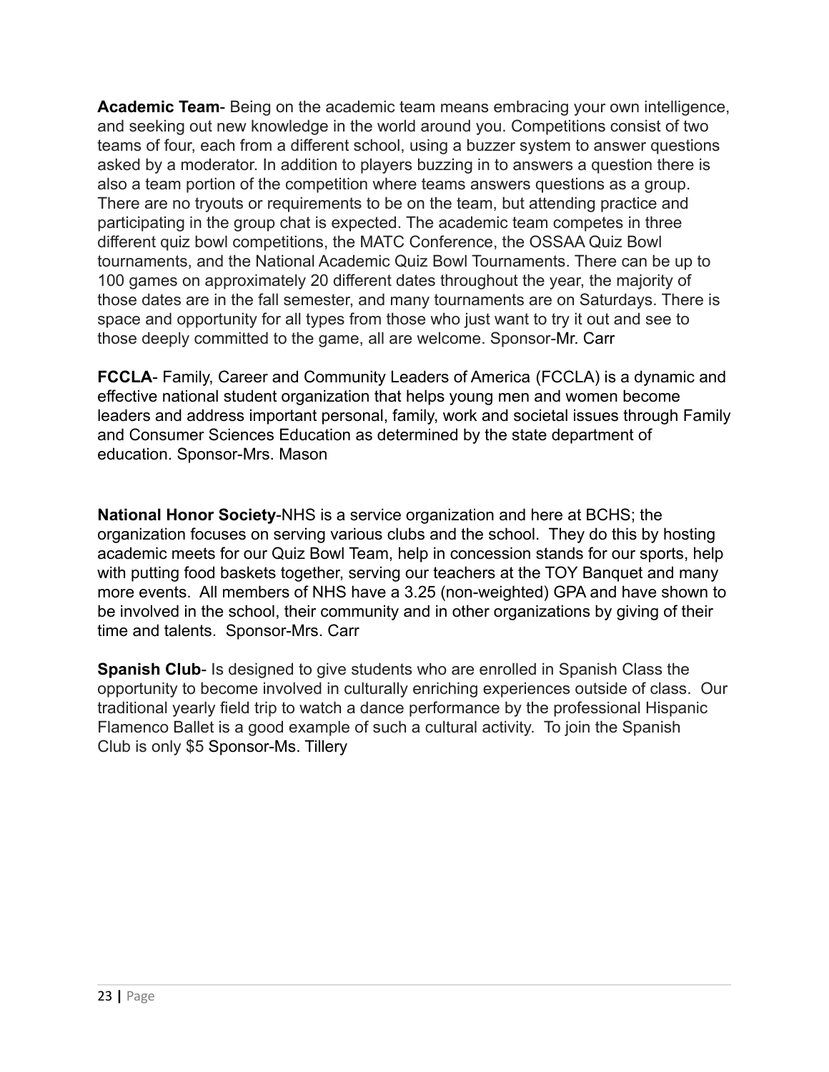**Academic Team**- Being on the academic team means embracing your own intelligence, and seeking out new knowledge in the world around you. Competitions consist of two teams of four, each from a different school, using a buzzer system to answer questions asked by a moderator. In addition to players buzzing in to answers a question there is also a team portion of the competition where teams answers questions as a group. There are no tryouts or requirements to be on the team, but attending practice and participating in the group chat is expected. The academic team competes in three different quiz bowl competitions, the MATC Conference, the OSSAA Quiz Bowl tournaments, and the National Academic Quiz Bowl Tournaments. There can be up to 100 games on approximately 20 different dates throughout the year, the majority of those dates are in the fall semester, and many tournaments are on Saturdays. There is space and opportunity for all types from those who just want to try it out and see to those deeply committed to the game, all are welcome. Sponsor-Mr. Carr

**FCCLA**- Family, Career and Community Leaders of America (FCCLA) is a dynamic and effective national student organization that helps young men and women become leaders and address important personal, family, work and societal issues through Family and Consumer Sciences Education as determined by the state department of education. Sponsor-Mrs. Mason

**National Honor Society**-NHS is a service organization and here at BCHS; the organization focuses on serving various clubs and the school. They do this by hosting academic meets for our Quiz Bowl Team, help in concession stands for our sports, help with putting food baskets together, serving our teachers at the TOY Banquet and many more events. All members of NHS have a 3.25 (non-weighted) GPA and have shown to be involved in the school, their community and in other organizations by giving of their time and talents. Sponsor-Mrs. Carr

**Spanish Club**- Is designed to give students who are enrolled in Spanish Class the opportunity to become involved in culturally enriching experiences outside of class. Our traditional yearly field trip to watch a dance performance by the professional Hispanic Flamenco Ballet is a good example of such a cultural activity. To join the Spanish Club is only $5 Sponsor-Ms. Tillery